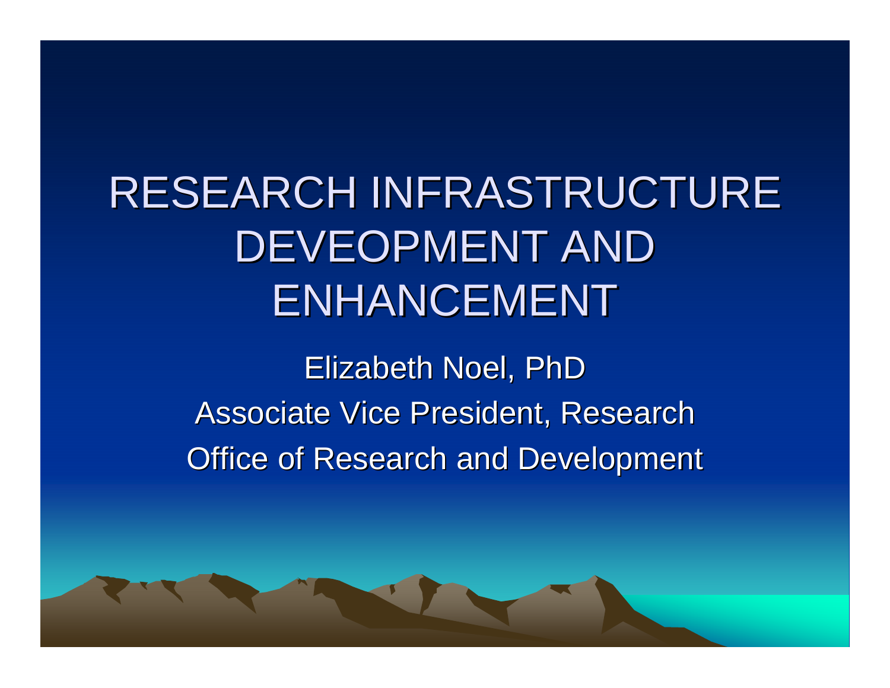# RESEARCH INFRASTRUCTURE DEVEOPMENT AND ENHANCEMENT

Elizabeth Noel, PhD

Associate Vice President, Research

Office of Research and Development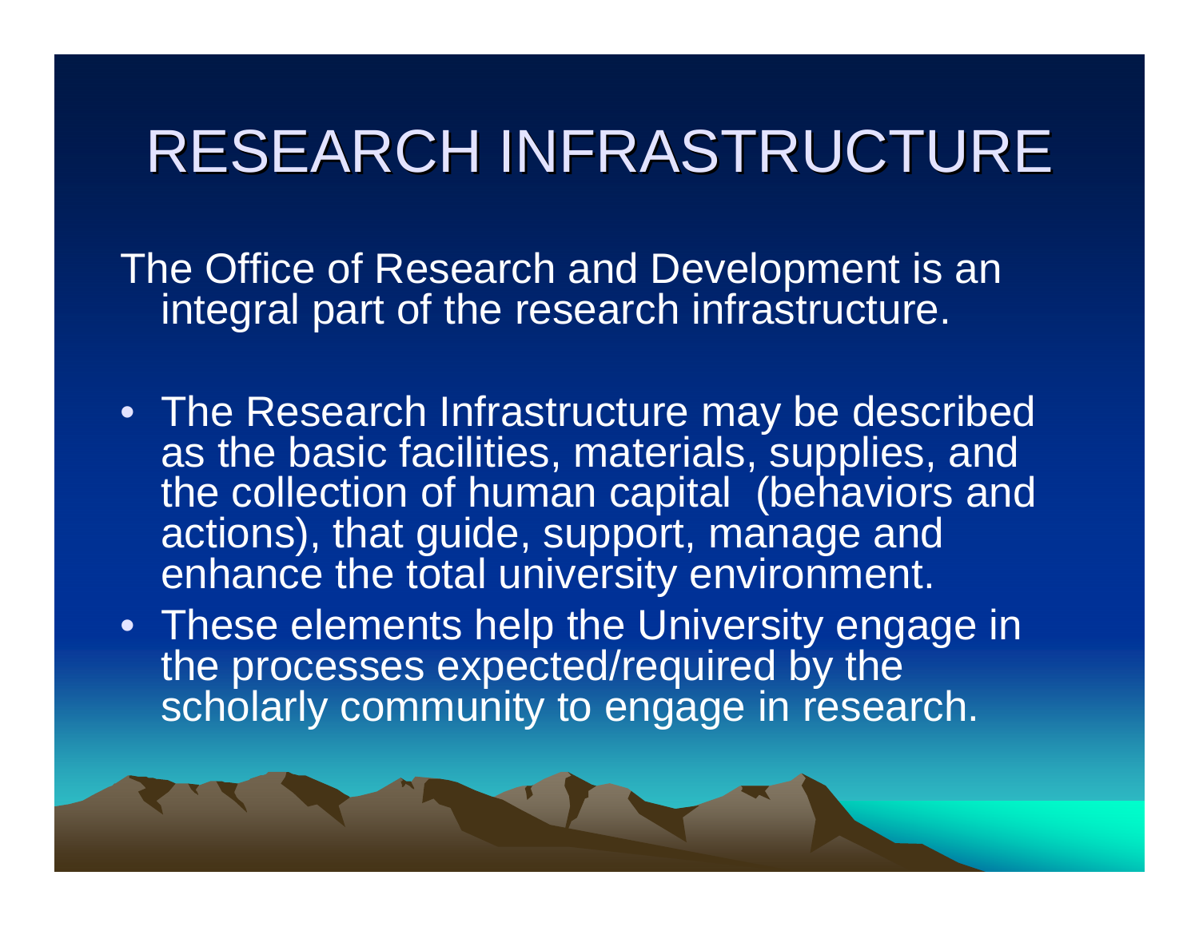# RESEARCH INFRASTRUCTURE

The Office of Research and Development is an integral part of the research infrastructure.

- The Research Infrastructure may be described as the basic facilities, materials, supplies, and the collection of human capital (behaviors and actions), that guide, support, manage and enhance the total university environment.
- These elements help the University engage in the processes expected/required by the scholarly community to engage in research.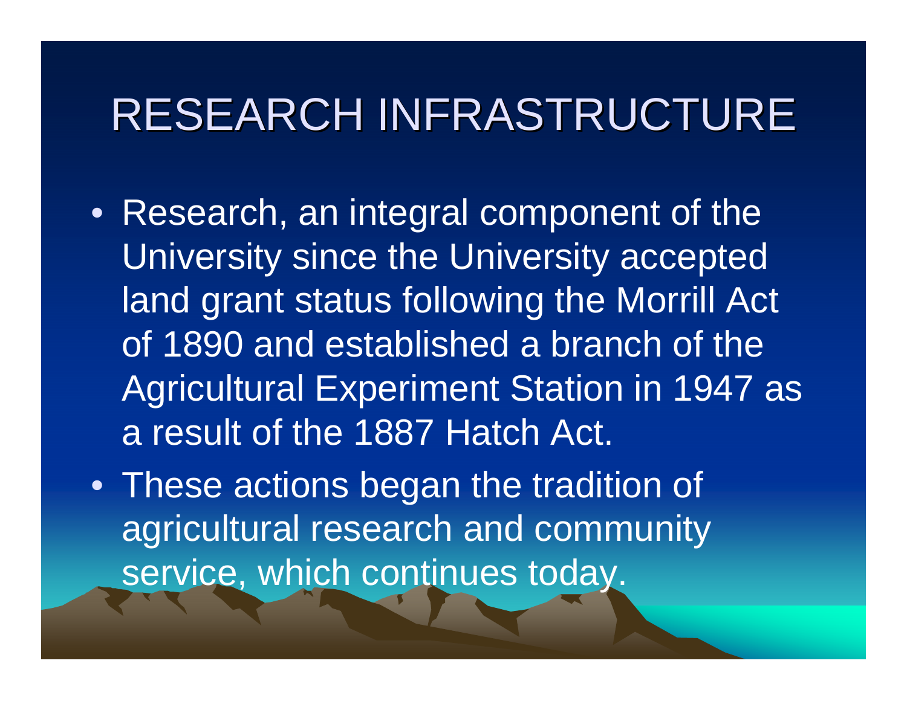# RESEARCH INFRASTRUCTURE

- Research, an integral component of the University since the University accepted land grant status following the Morrill Act of 1890 and established a branch of the Agricultural Experiment Station in 1947 as a result of the 1887 Hatch Act.
- These actions began the tradition of agricultural research and community service, which continues today.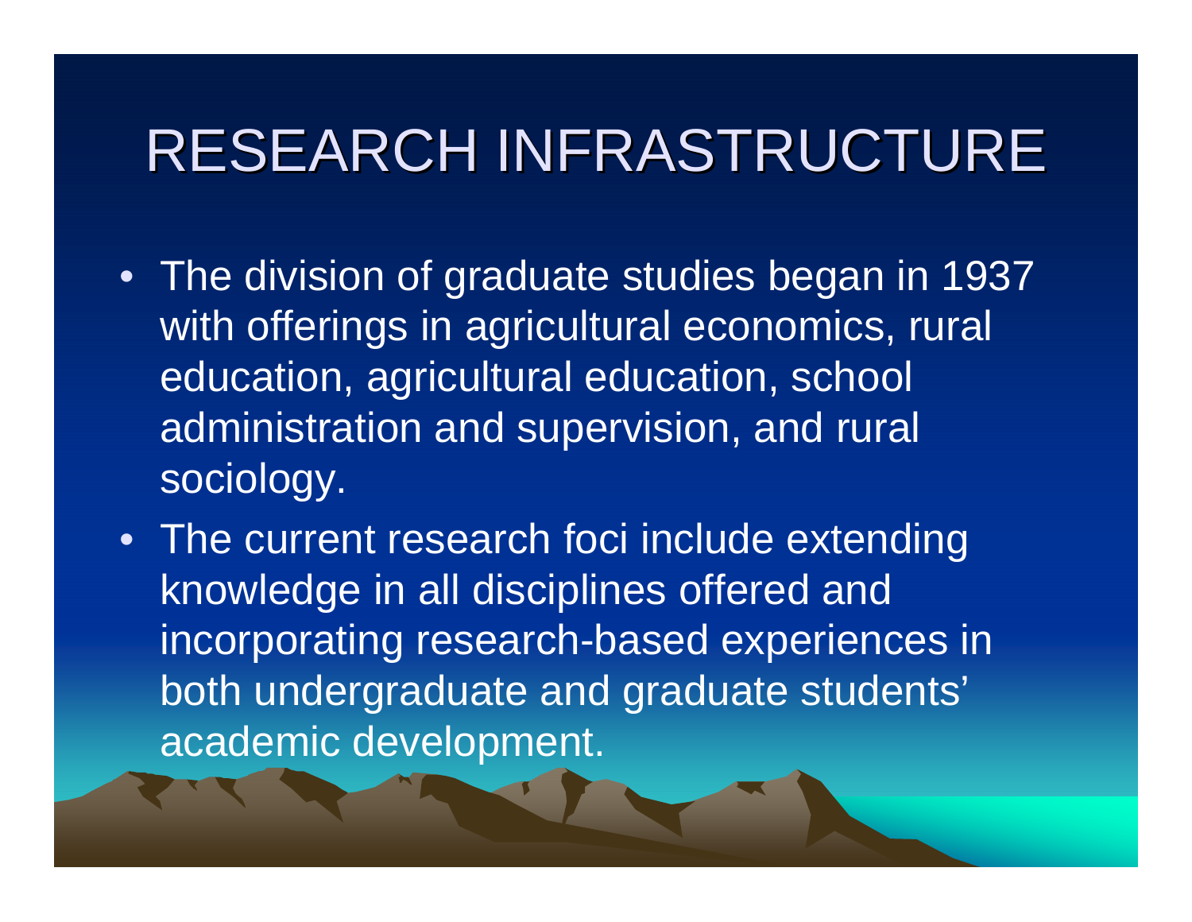# RESEARCH INFRASTRUCTURE

- The division of graduate studies began in 1937 with offerings in agricultural economics, rural education, agricultural education, school administration and supervision, and rural sociology.
- The current research foci include extending knowledge in all disciplines offered and incorporating research-based experiences in both undergraduate and graduate students' academic development.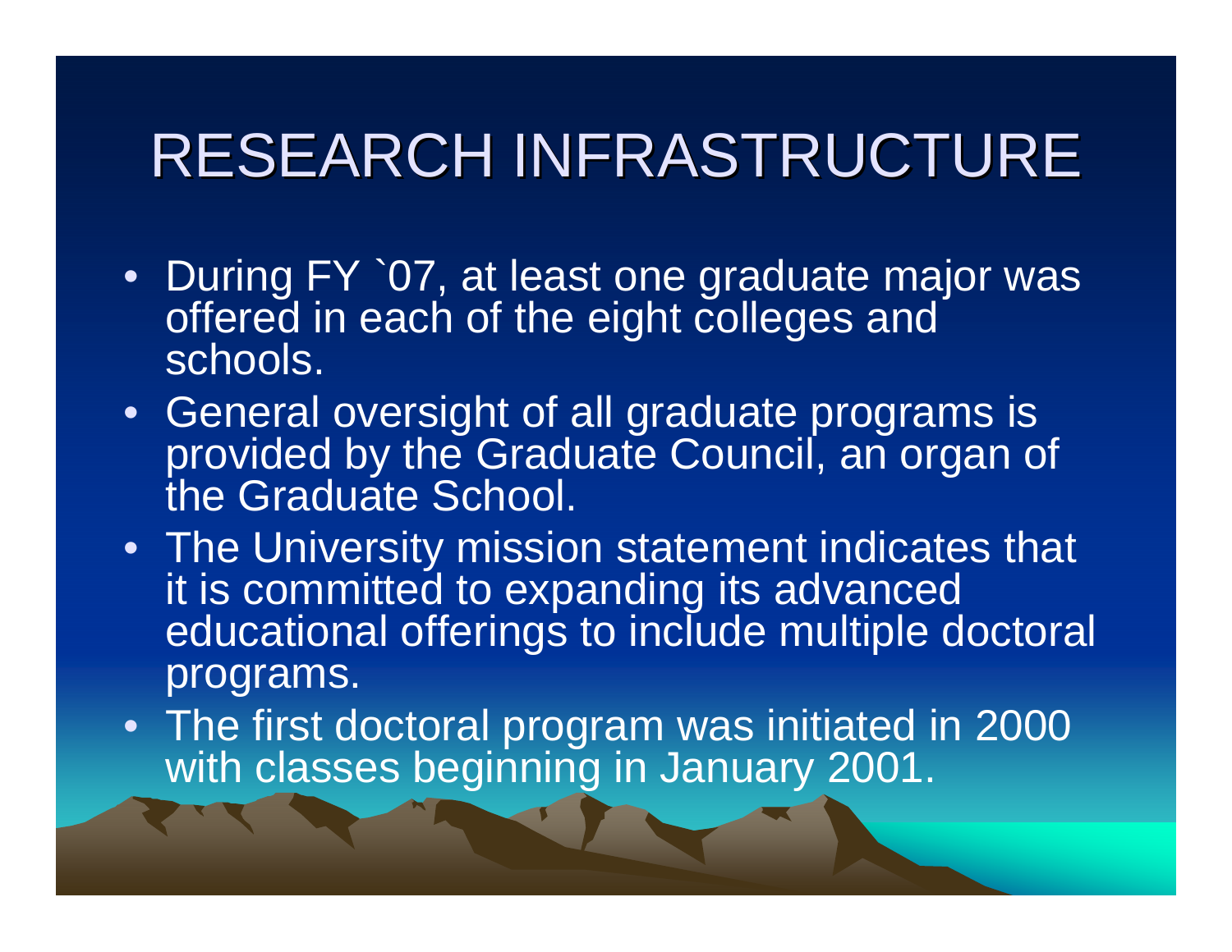# RESEARCH INFRASTRUCTURE

- During FY `07, at least one graduate major was offered in each of the eight colleges and schools.
- General oversight of all graduate programs is provided by the Graduate Council, an organ of the Graduate School.
- The University mission statement indicates that it is committed to expanding its advanced educational offerings to include multiple doctoral programs.
- The first doctoral program was initiated in 2000 with classes beginning in January 2001.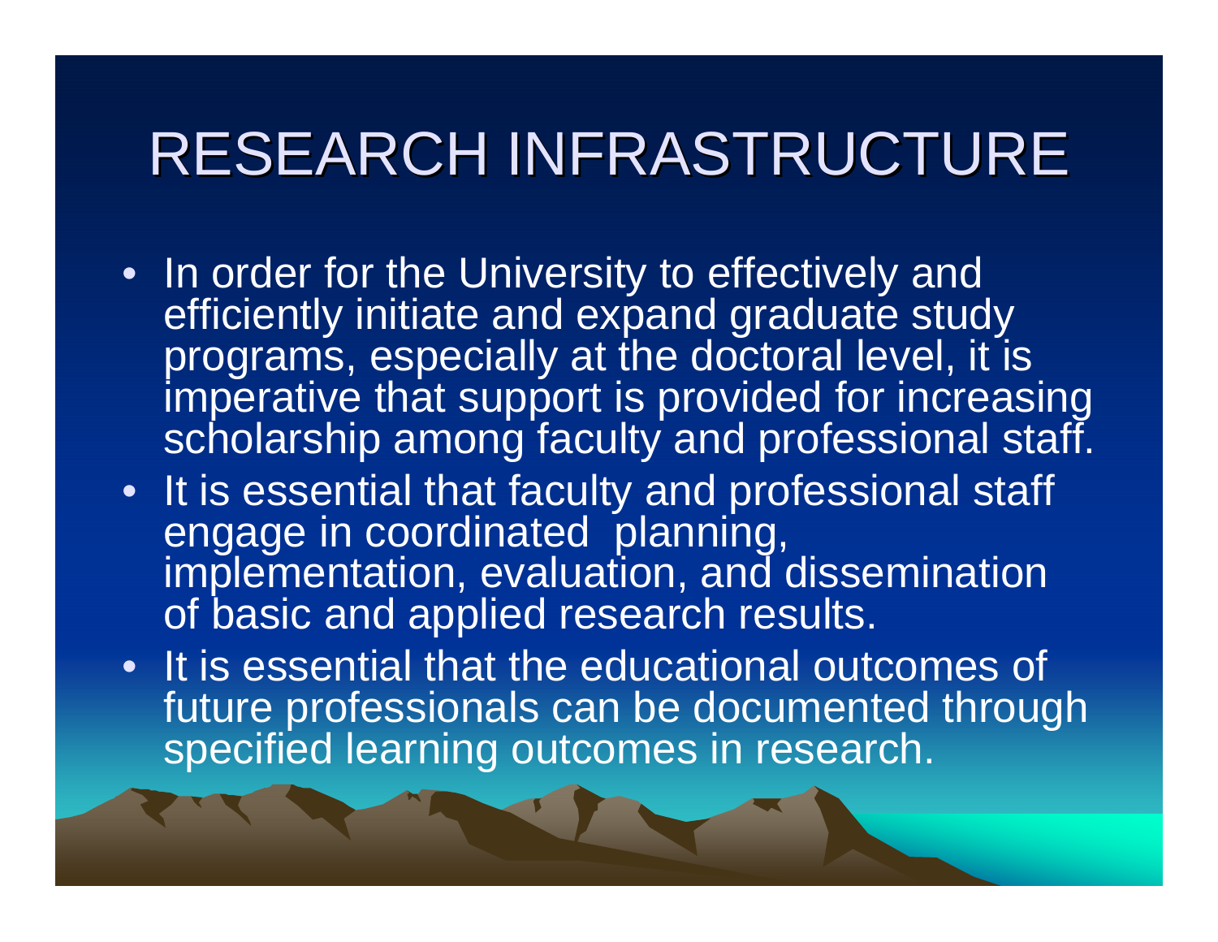# RESEARCH INFRASTRUCTURE

- In order for the University to effectively and efficiently initiate and expand graduate study programs, especially at the doctoral level, it is imperative that support is provided for increasing scholarship among faculty and professional staff.
- It is essential that faculty and professional staff engage in coordinated planning, implementation, evaluation, and dissemination of basic and applied research results.
- It is essential that the educational outcomes of future professionals can be documented through specified learning outcomes in research.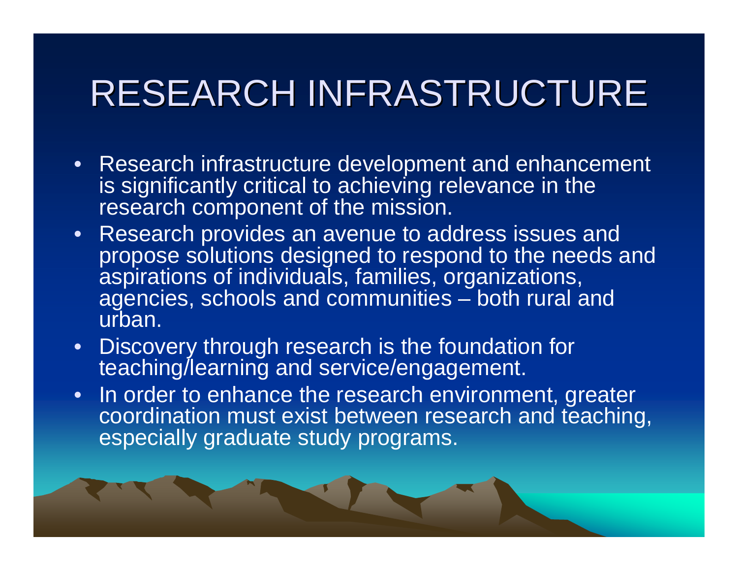# RESEARCH INFRASTRUCTURE

- Research infrastructure development and enhancement is significantly critical to achieving relevance in the research component of the mission.
- Research provides an avenue to address issues and propose solutions designed to respond to the needs and aspirations of individuals, families, organizations, agencies, schools and communities – both rural and urban.
- Discovery through research is the foundation for teaching/learning and service/engagement.
- In order to enhance the research environment, greater coordination must exist between research and teaching, especially graduate study programs.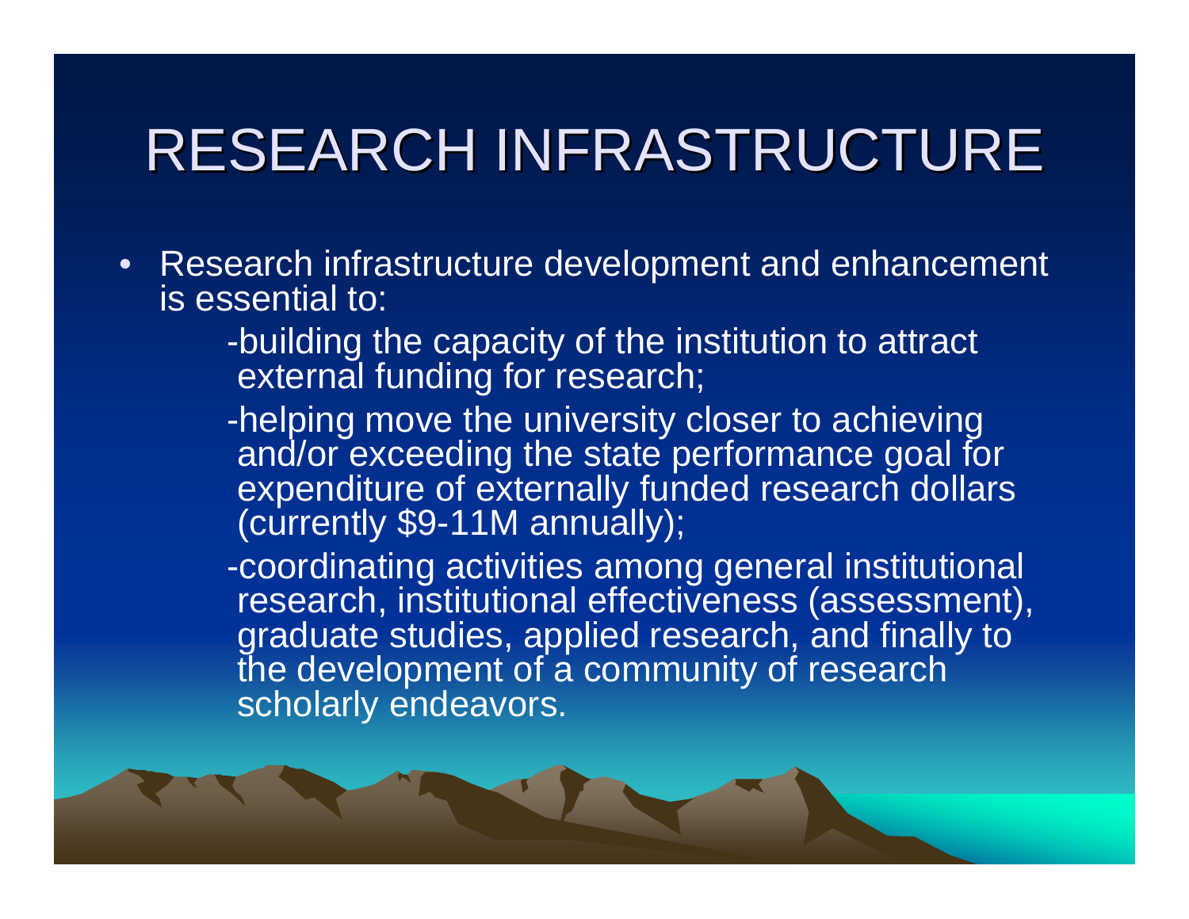# RESEARCH INFRASTRUCTURE

- Research infrastructure development and enhancement is essential to:
  - -building the capacity of the institution to attract external funding for research;
  - -helping move the university closer to achieving and/or exceeding the state performance goal for expenditure of externally funded research dollars (currently $9-11M annually);
  - -coordinating activities among general institutional research, institutional effectiveness (assessment), graduate studies, applied research, and finally to the development of a community of research scholarly endeavors.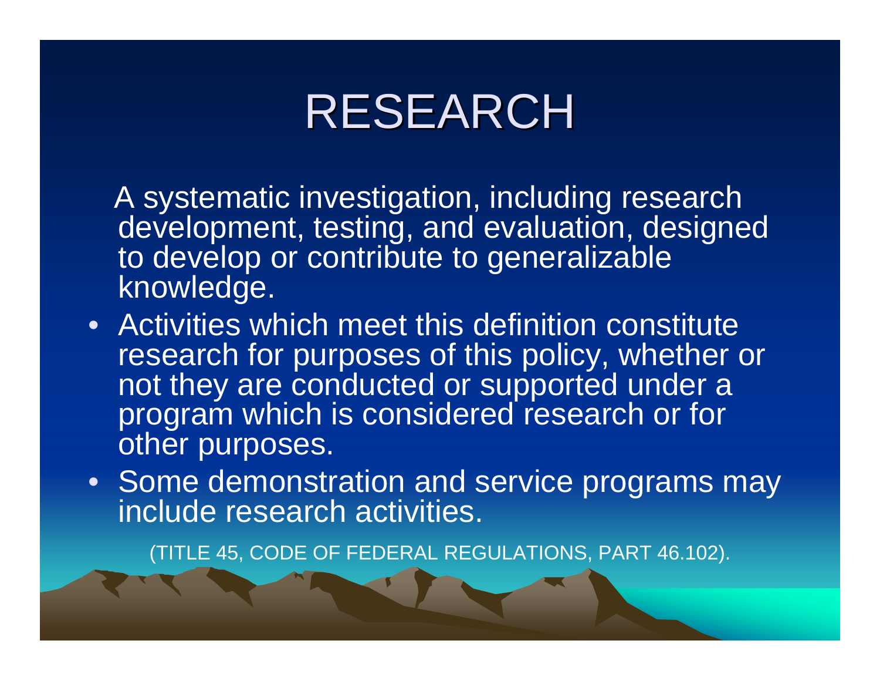# RESEARCH

A systematic investigation, including research development, testing, and evaluation, designed to develop or contribute to generalizable knowledge.

- Activities which meet this definition constitute research for purposes of this policy, whether or not they are conducted or supported under a program which is considered research or for other purposes.
- Some demonstration and service programs may include research activities.

(TITLE 45, CODE OF FEDERAL REGULATIONS, PART 46.102).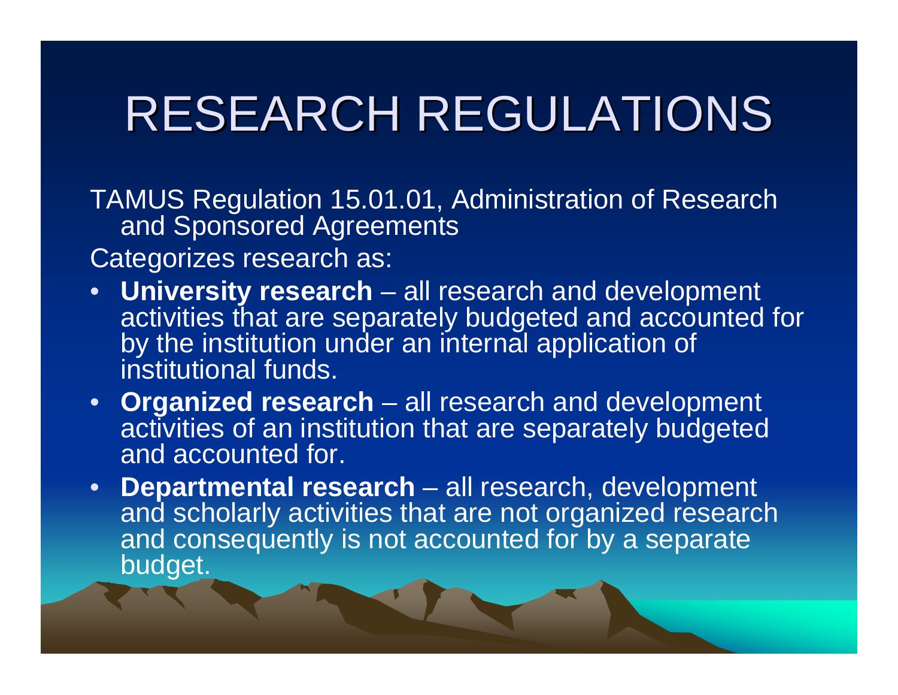# RESEARCH REGULATIONS

TAMUS Regulation 15.01.01, Administration of Research and Sponsored Agreements

Categorizes research as:

- **University research** – all research and development activities that are separately budgeted and accounted for by the institution under an internal application of institutional funds.
- **Organized research** – all research and development activities of an institution that are separately budgeted and accounted for.
- **Departmental research** – all research, development and scholarly activities that are not organized research and consequently is not accounted for by a separate budget.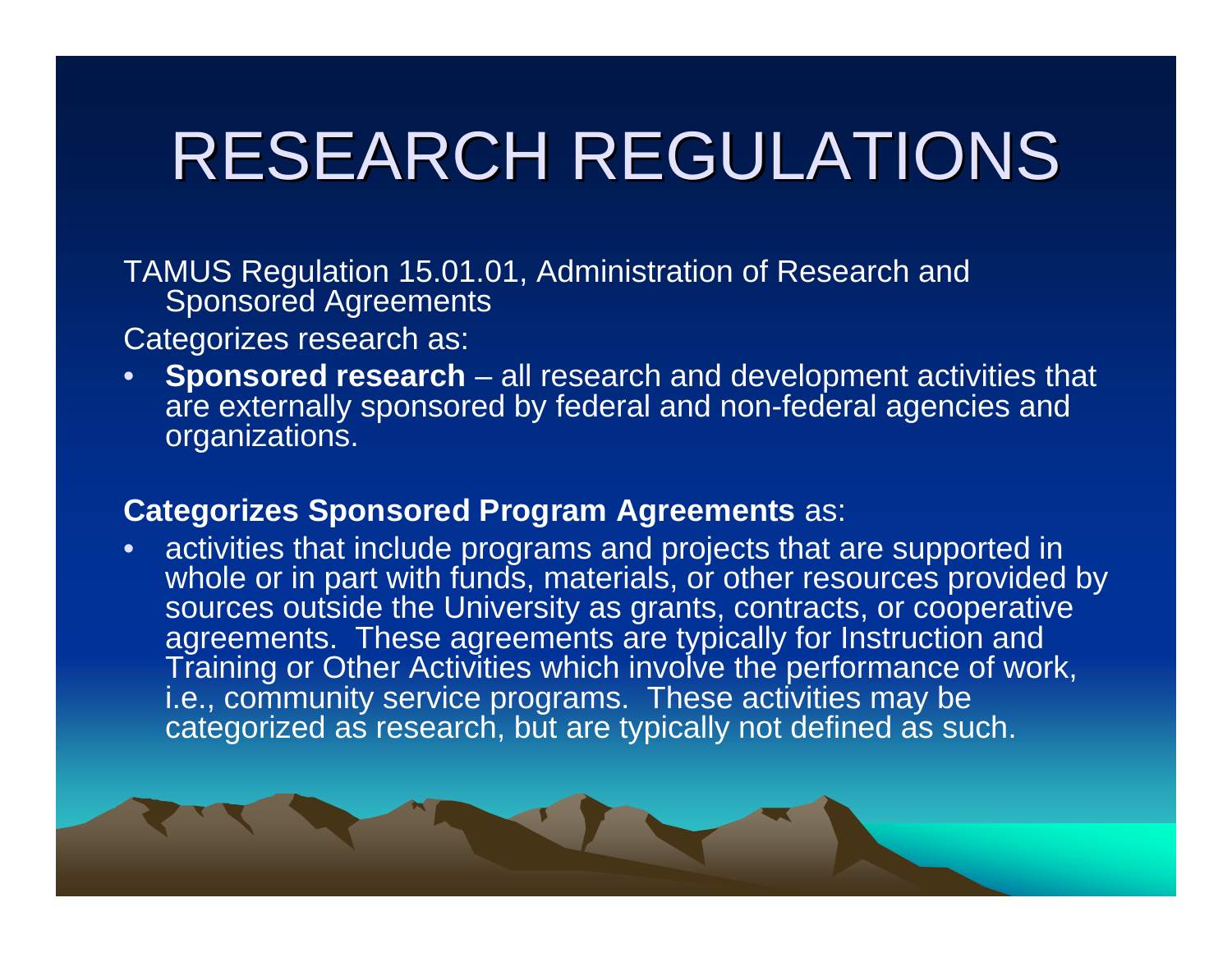# RESEARCH REGULATIONS

TAMUS Regulation 15.01.01, Administration of Research and Sponsored Agreements

Categorizes research as:

- **Sponsored research** – all research and development activities that are externally sponsored by federal and non-federal agencies and organizations.

**Categorizes Sponsored Program Agreements** as:

- activities that include programs and projects that are supported in whole or in part with funds, materials, or other resources provided by sources outside the University as grants, contracts, or cooperative agreements. These agreements are typically for Instruction and Training or Other Activities which involve the performance of work, i.e., community service programs. These activities may be categorized as research, but are typically not defined as such.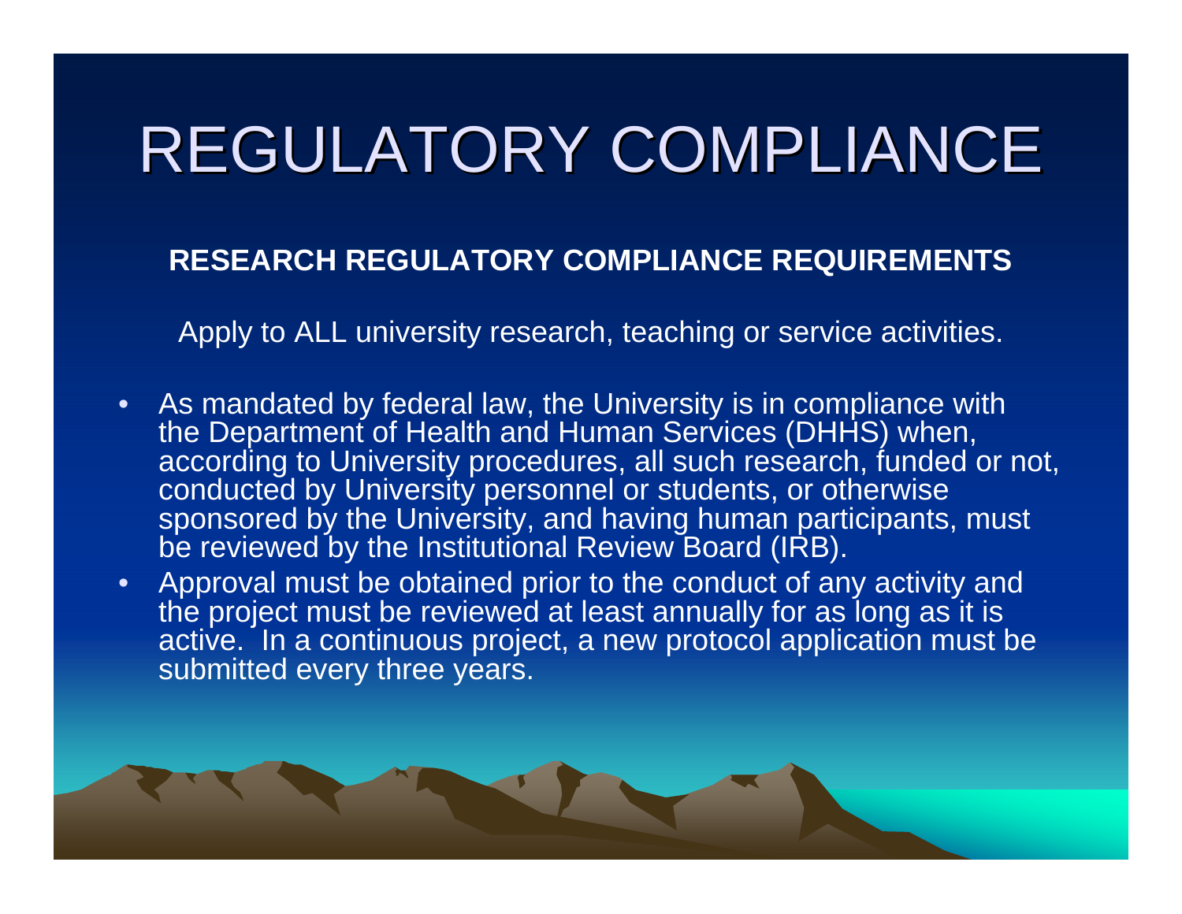# REGULATORY COMPLIANCE

**RESEARCH REGULATORY COMPLIANCE REQUIREMENTS**

Apply to ALL university research, teaching or service activities.

- As mandated by federal law, the University is in compliance with the Department of Health and Human Services (DHHS) when, according to University procedures, all such research, funded or not, conducted by University personnel or students, or otherwise sponsored by the University, and having human participants, must be reviewed by the Institutional Review Board (IRB).
- Approval must be obtained prior to the conduct of any activity and the project must be reviewed at least annually for as long as it is active. In a continuous project, a new protocol application must be submitted every three years.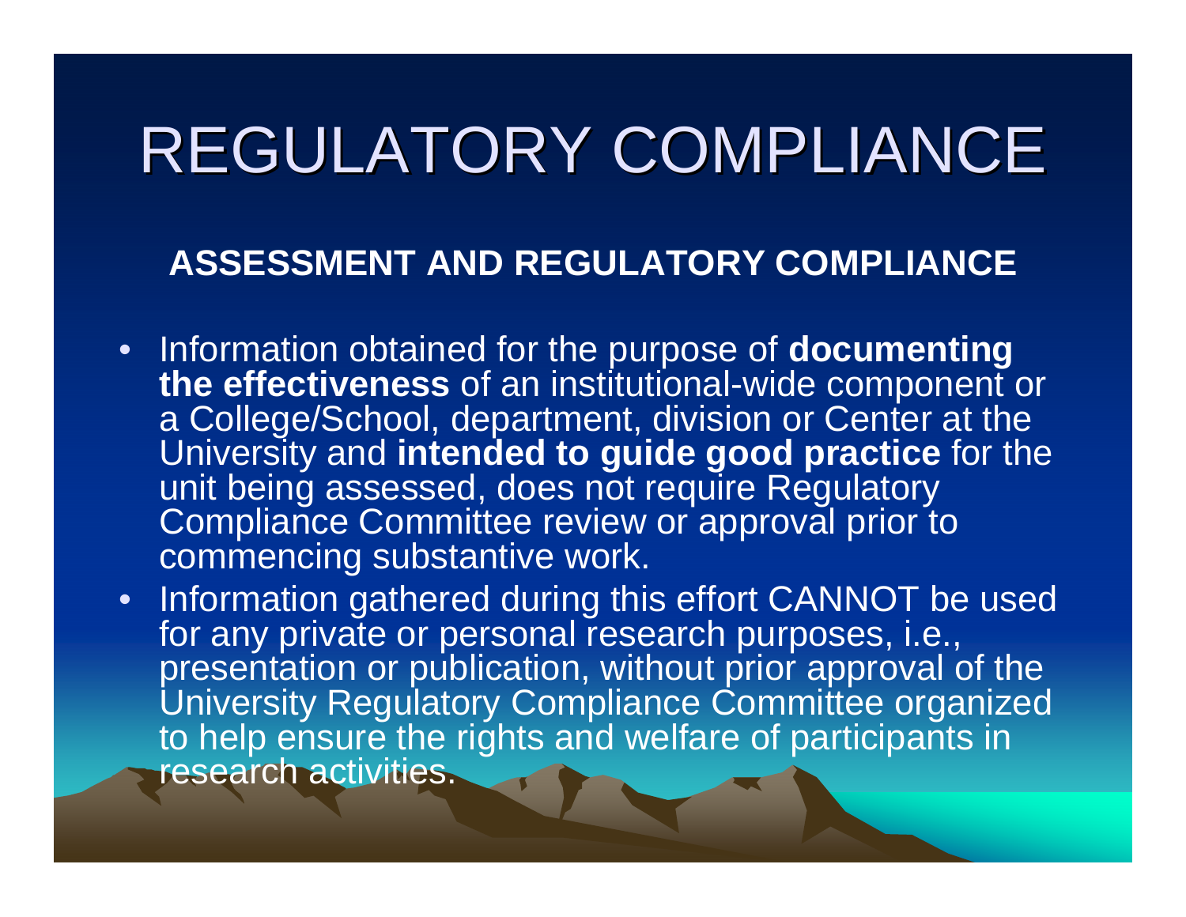# REGULATORY COMPLIANCE

## ASSESSMENT AND REGULATORY COMPLIANCE

- Information obtained for the purpose of **documenting the effectiveness** of an institutional-wide component or a College/School, department, division or Center at the University and **intended to guide good practice** for the unit being assessed, does not require Regulatory Compliance Committee review or approval prior to commencing substantive work.
- Information gathered during this effort CANNOT be used for any private or personal research purposes, i.e., presentation or publication, without prior approval of the University Regulatory Compliance Committee organized to help ensure the rights and welfare of participants in research activities.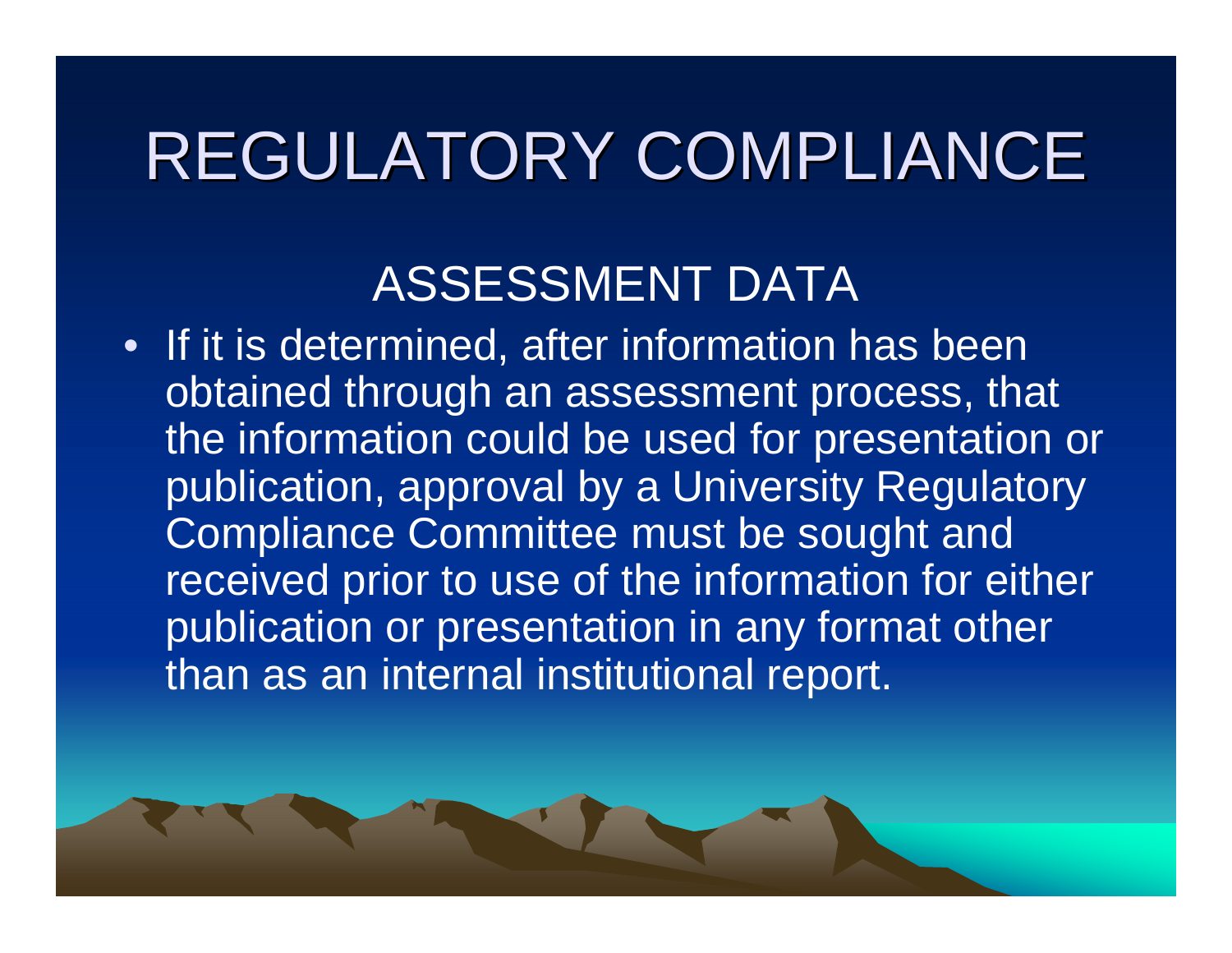# REGULATORY COMPLIANCE

## ASSESSMENT DATA

- If it is determined, after information has been obtained through an assessment process, that the information could be used for presentation or publication, approval by a University Regulatory Compliance Committee must be sought and received prior to use of the information for either publication or presentation in any format other than as an internal institutional report.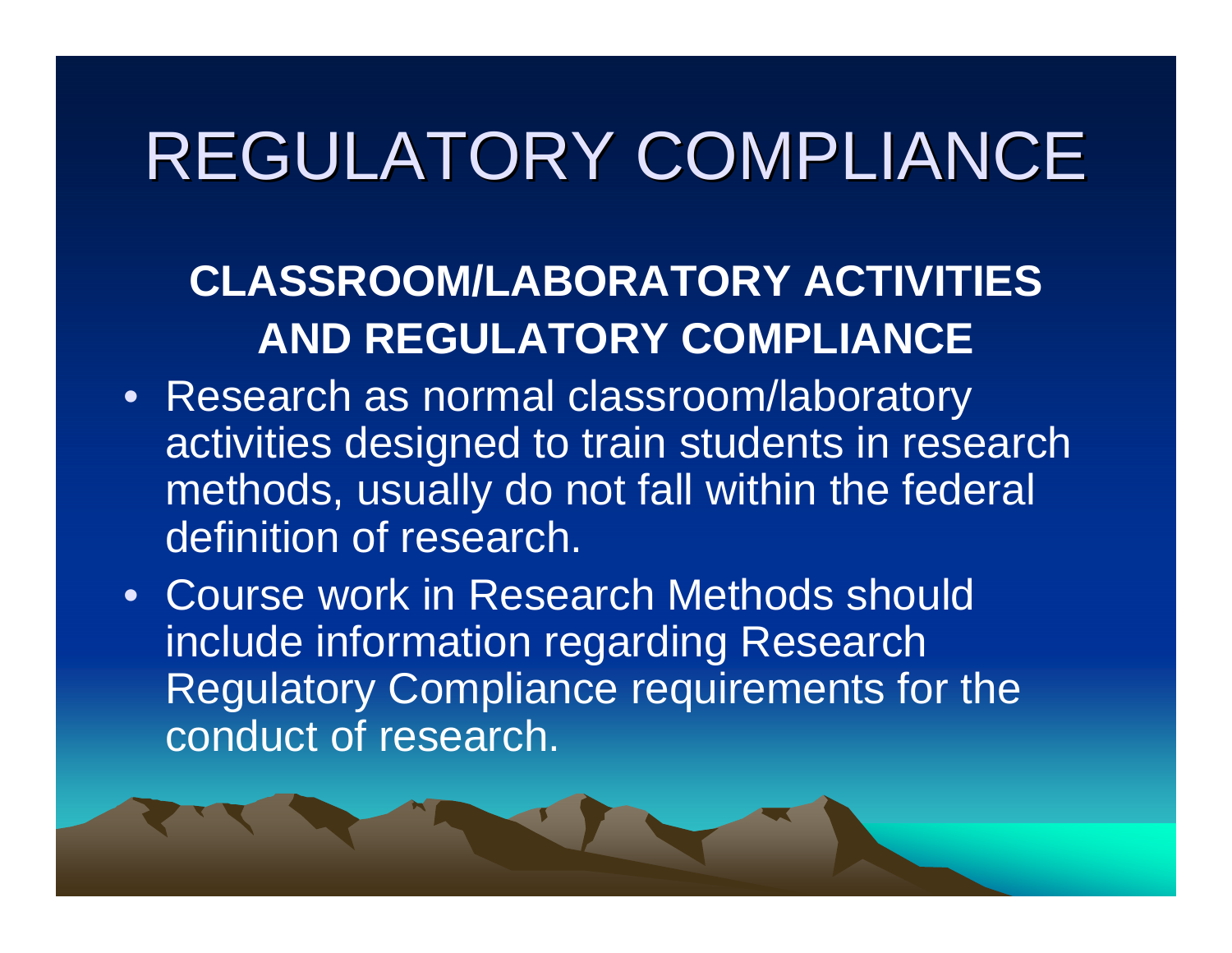# REGULATORY COMPLIANCE

## CLASSROOM/LABORATORY ACTIVITIES AND REGULATORY COMPLIANCE

- Research as normal classroom/laboratory activities designed to train students in research methods, usually do not fall within the federal definition of research.
- Course work in Research Methods should include information regarding Research Regulatory Compliance requirements for the conduct of research.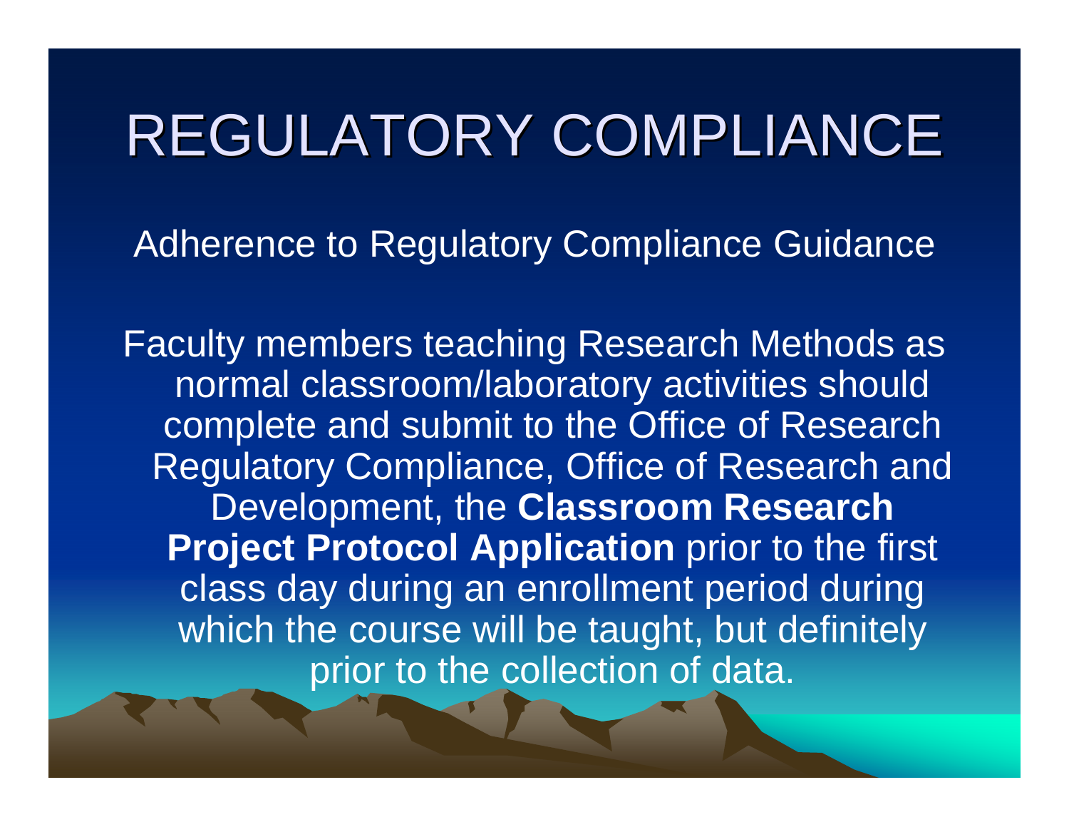# REGULATORY COMPLIANCE

Adherence to Regulatory Compliance Guidance

Faculty members teaching Research Methods as normal classroom/laboratory activities should complete and submit to the Office of Research Regulatory Compliance, Office of Research and Development, the **Classroom Research Project Protocol Application** prior to the first class day during an enrollment period during which the course will be taught, but definitely prior to the collection of data.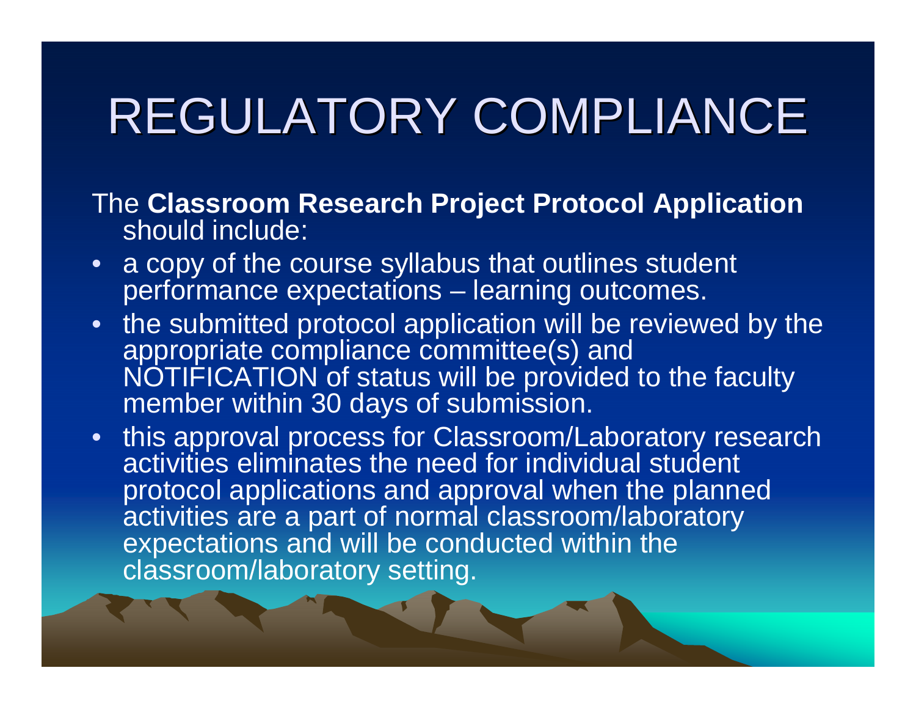# REGULATORY COMPLIANCE

The **Classroom Research Project Protocol Application** should include:

- a copy of the course syllabus that outlines student performance expectations – learning outcomes.
- the submitted protocol application will be reviewed by the appropriate compliance committee(s) and NOTIFICATION of status will be provided to the faculty member within 30 days of submission.
- this approval process for Classroom/Laboratory research activities eliminates the need for individual student protocol applications and approval when the planned activities are a part of normal classroom/laboratory expectations and will be conducted within the classroom/laboratory setting.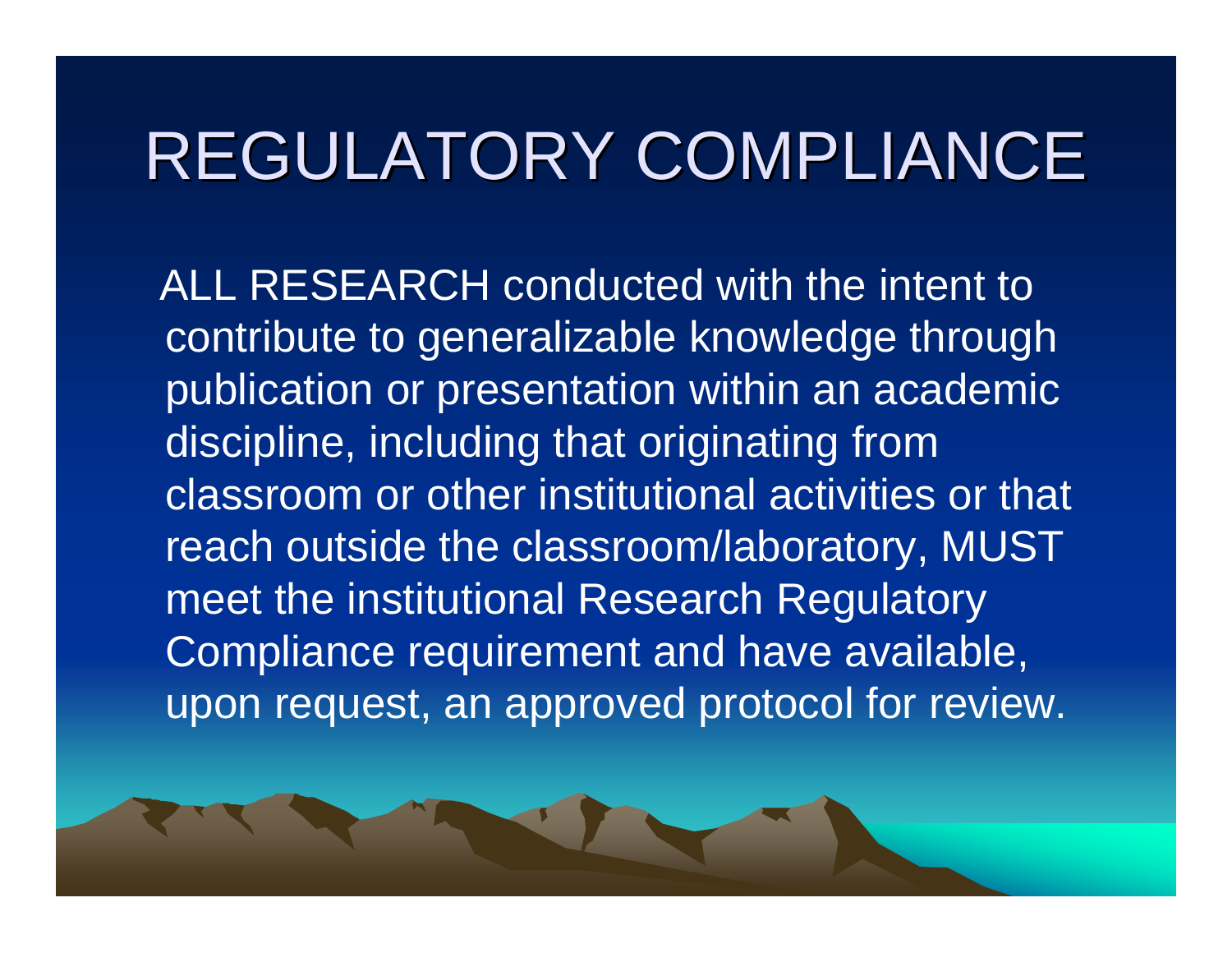# REGULATORY COMPLIANCE

ALL RESEARCH conducted with the intent to contribute to generalizable knowledge through publication or presentation within an academic discipline, including that originating from classroom or other institutional activities or that reach outside the classroom/laboratory, MUST meet the institutional Research Regulatory Compliance requirement and have available, upon request, an approved protocol for review.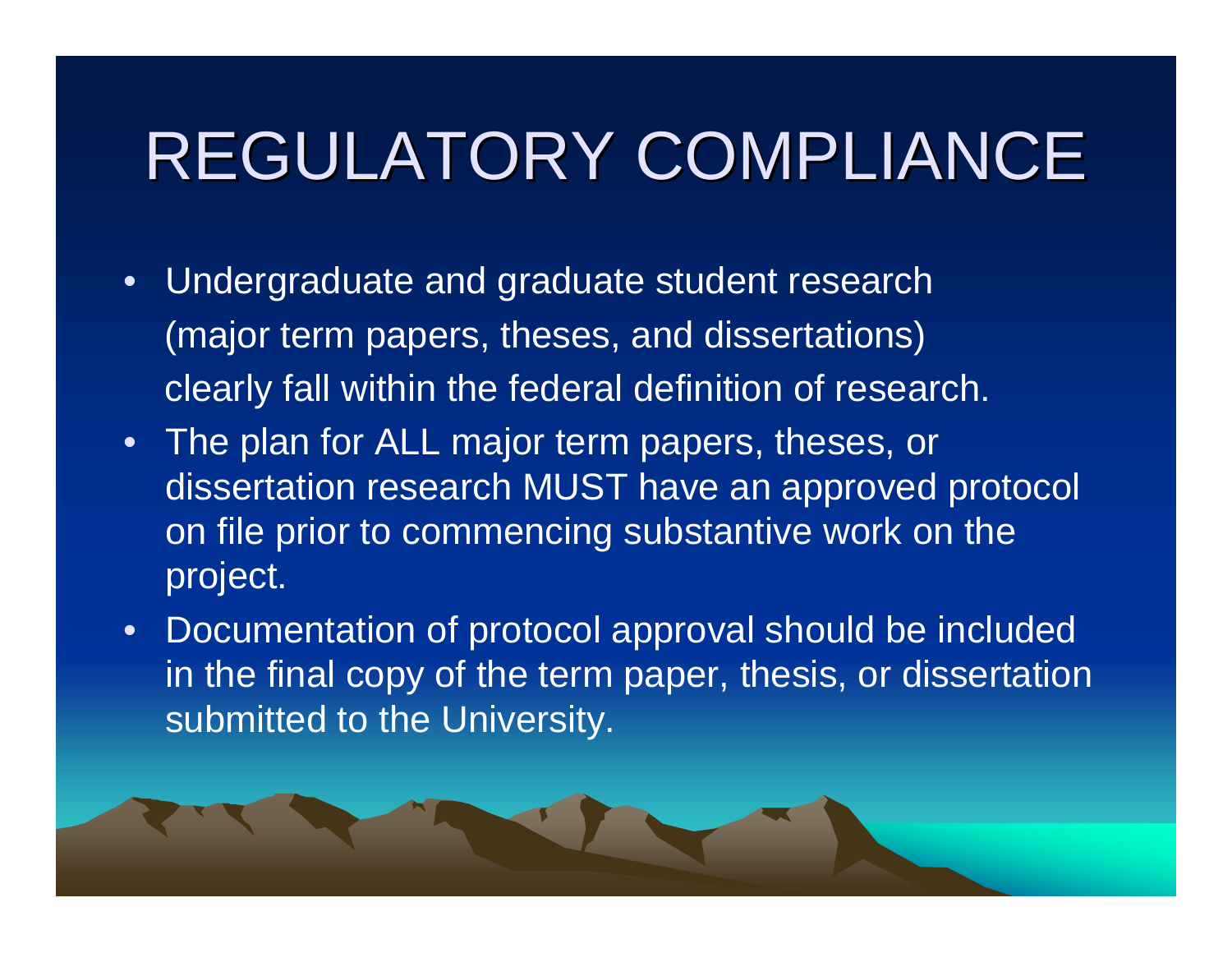# REGULATORY COMPLIANCE

- Undergraduate and graduate student research (major term papers, theses, and dissertations) clearly fall within the federal definition of research.
- The plan for ALL major term papers, theses, or dissertation research MUST have an approved protocol on file prior to commencing substantive work on the project.
- Documentation of protocol approval should be included in the final copy of the term paper, thesis, or dissertation submitted to the University.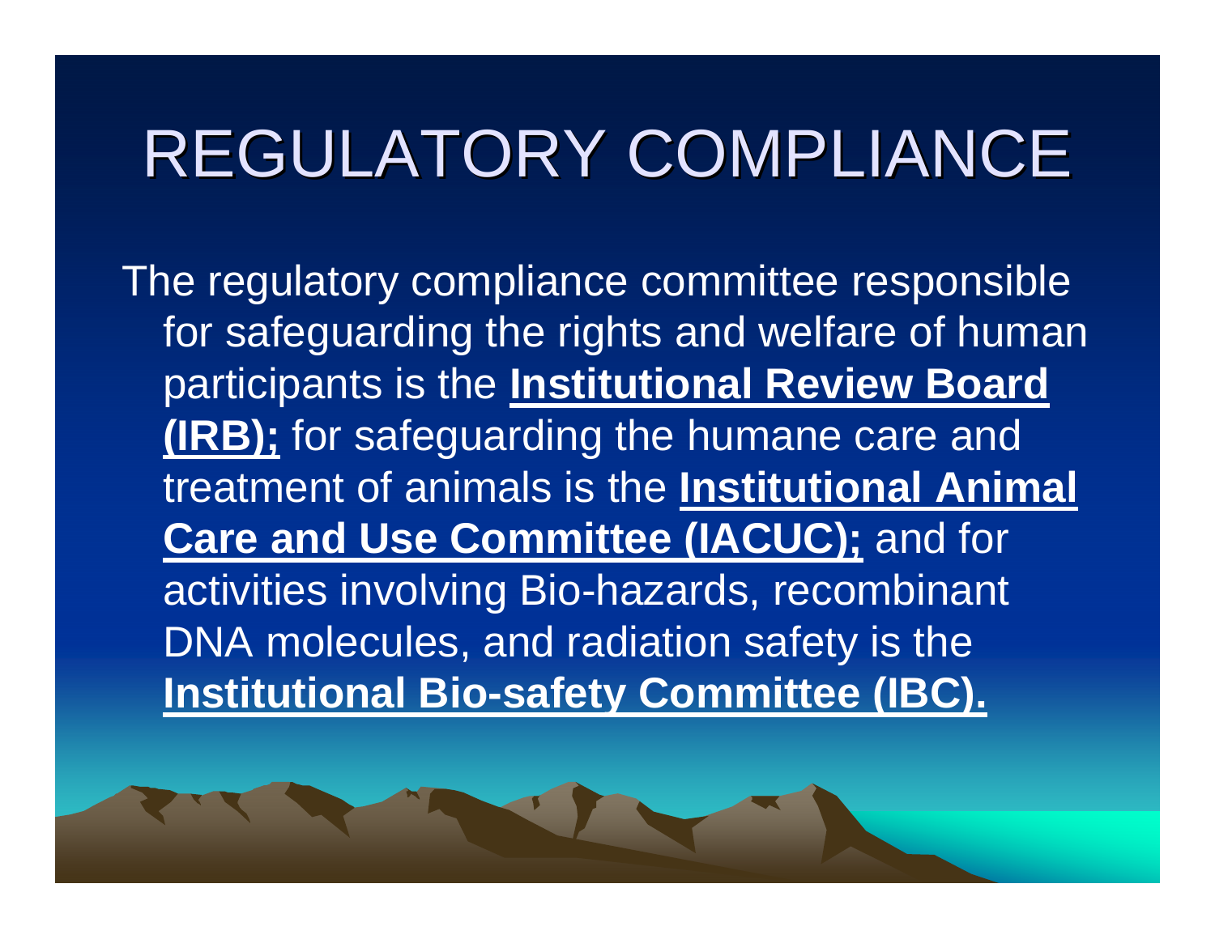# REGULATORY COMPLIANCE

The regulatory compliance committee responsible for safeguarding the rights and welfare of human participants is the **<u>Institutional Review Board (IRB);</u>** for safeguarding the humane care and treatment of animals is the **<u>Institutional Animal Care and Use Committee (IACUC);</u>** and for activities involving Bio-hazards, recombinant DNA molecules, and radiation safety is the **<u>Institutional Bio-safety Committee (IBC).</u>**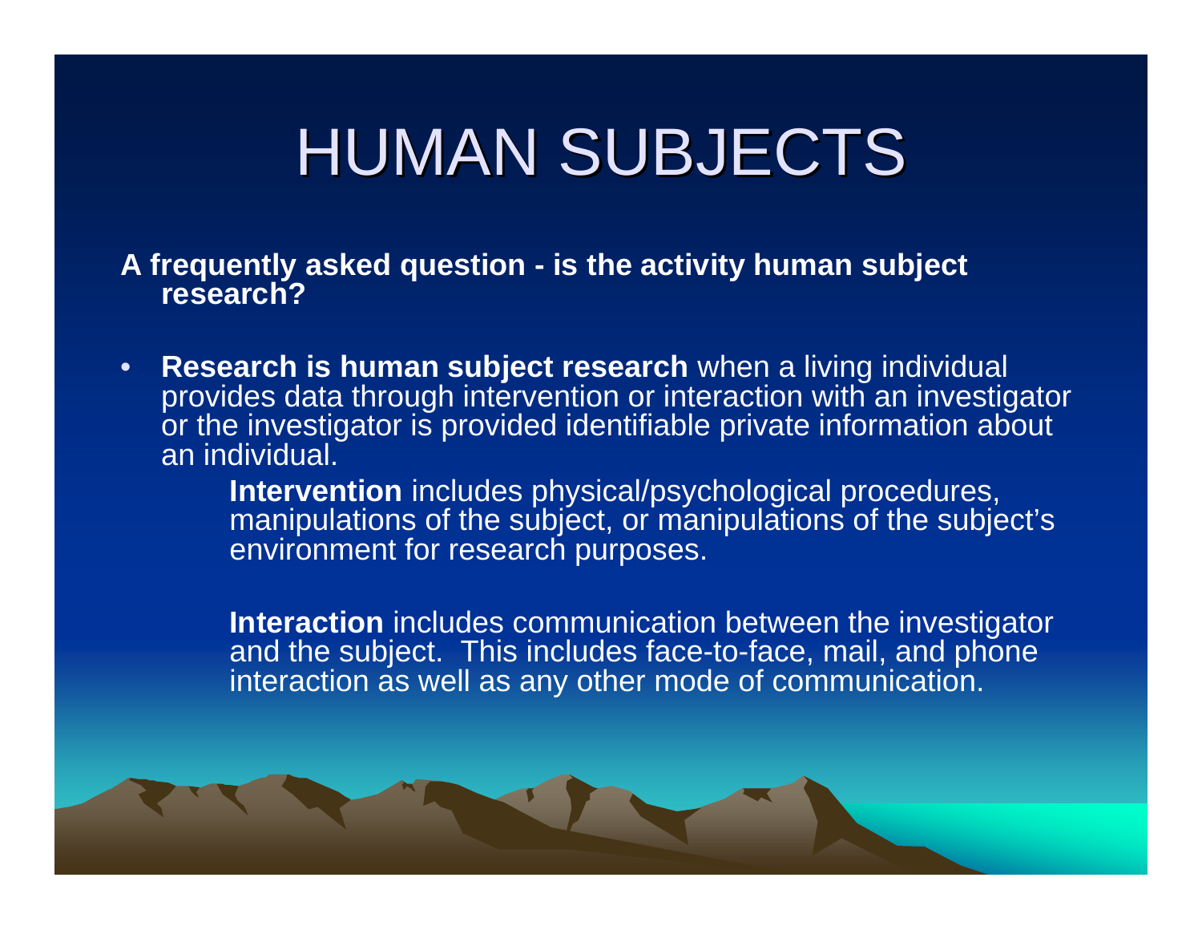# HUMAN SUBJECTS

**A frequently asked question - is the activity human subject research?**

- **Research is human subject research** when a living individual provides data through intervention or interaction with an investigator or the investigator is provided identifiable private information about an individual.

  **Intervention** includes physical/psychological procedures, manipulations of the subject, or manipulations of the subject's environment for research purposes.

  **Interaction** includes communication between the investigator and the subject. This includes face-to-face, mail, and phone interaction as well as any other mode of communication.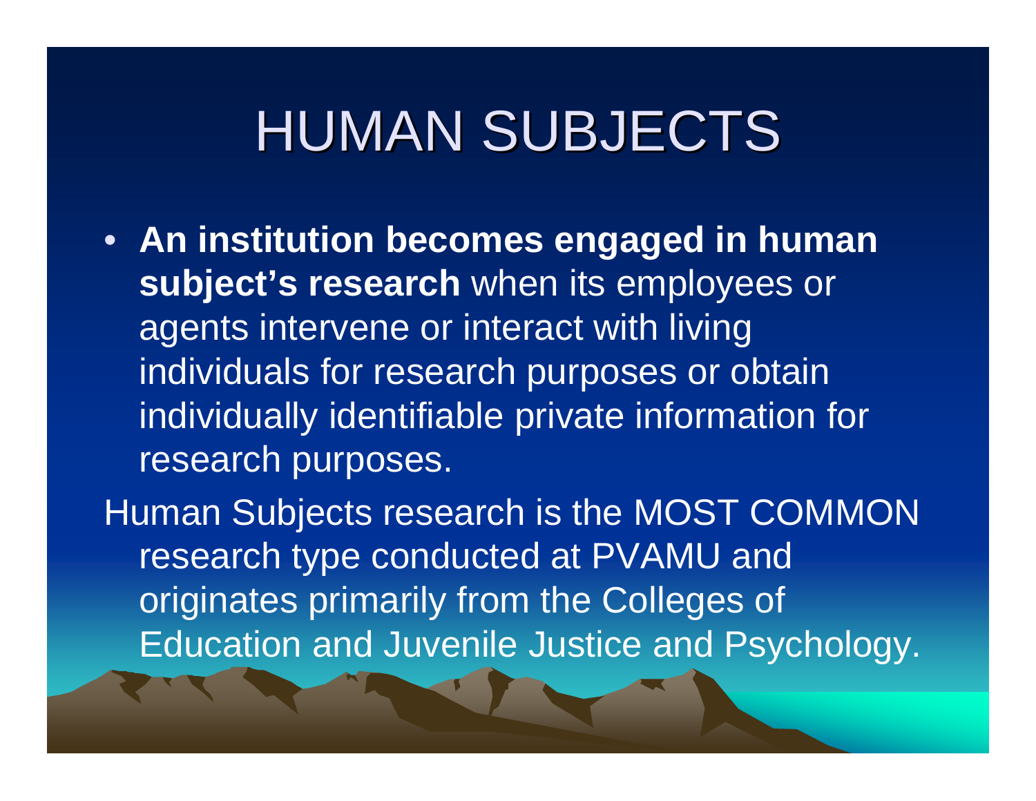# HUMAN SUBJECTS

- **An institution becomes engaged in human subject's research** when its employees or agents intervene or interact with living individuals for research purposes or obtain individually identifiable private information for research purposes.

Human Subjects research is the MOST COMMON research type conducted at PVAMU and originates primarily from the Colleges of Education and Juvenile Justice and Psychology.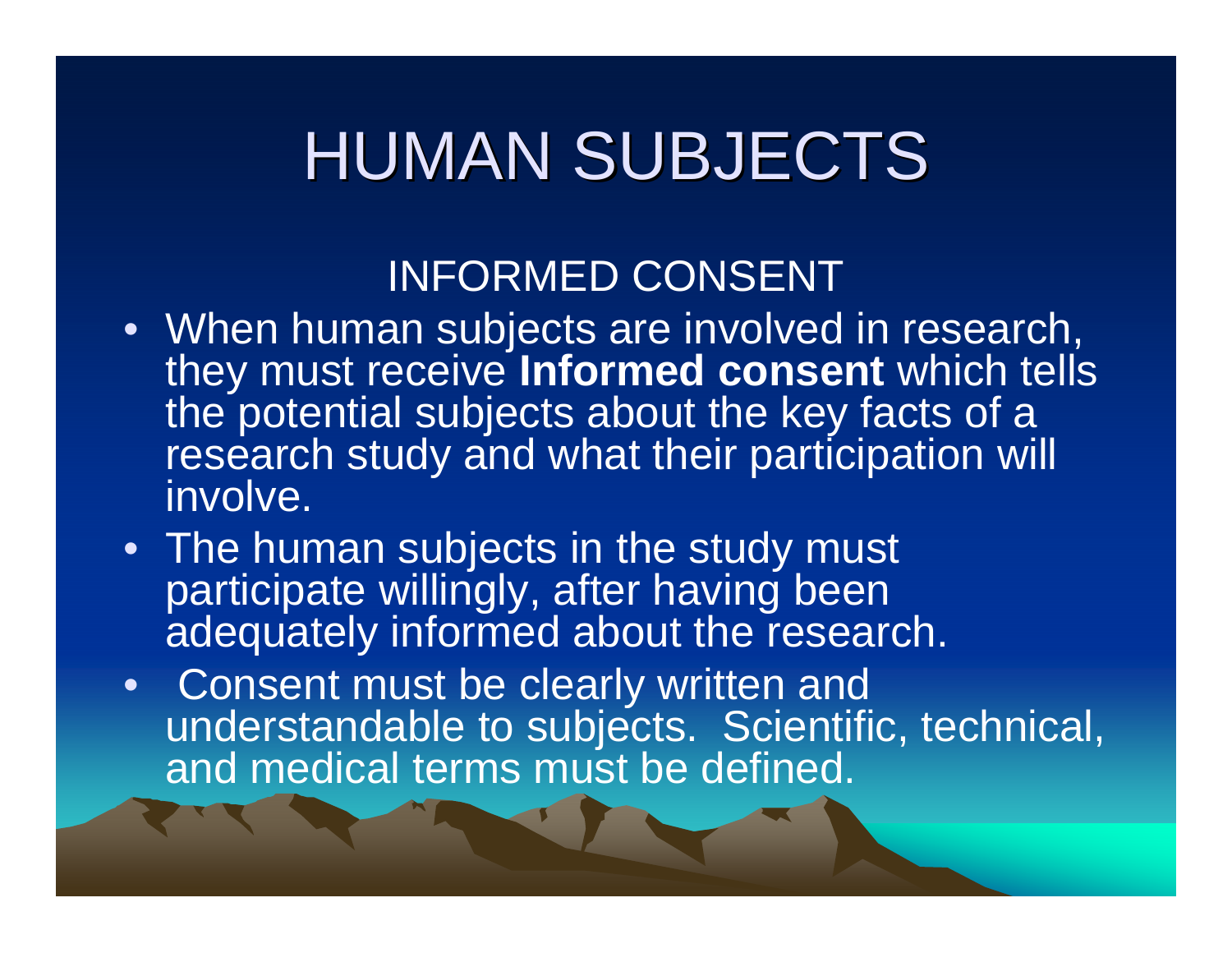# HUMAN SUBJECTS

## INFORMED CONSENT

- When human subjects are involved in research, they must receive **Informed consent** which tells the potential subjects about the key facts of a research study and what their participation will involve.
- The human subjects in the study must participate willingly, after having been adequately informed about the research.
- Consent must be clearly written and understandable to subjects. Scientific, technical, and medical terms must be defined.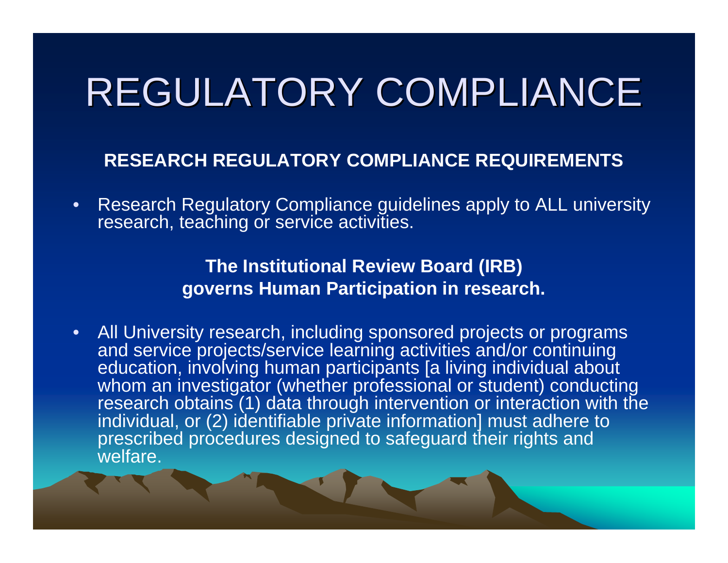# REGULATORY COMPLIANCE

**RESEARCH REGULATORY COMPLIANCE REQUIREMENTS**

- Research Regulatory Compliance guidelines apply to ALL university research, teaching or service activities.

**The Institutional Review Board (IRB) governs Human Participation in research.**

- All University research, including sponsored projects or programs and service projects/service learning activities and/or continuing education, involving human participants [a living individual about whom an investigator (whether professional or student) conducting research obtains (1) data through intervention or interaction with the individual, or (2) identifiable private information] must adhere to prescribed procedures designed to safeguard their rights and welfare.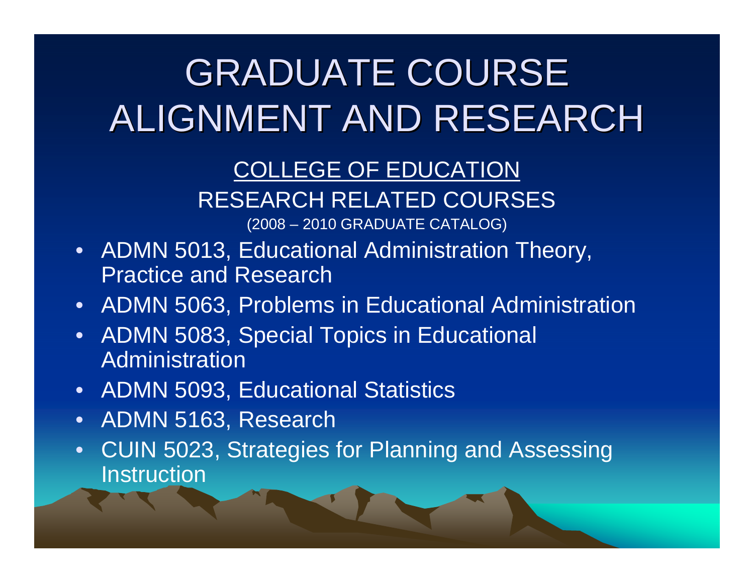# GRADUATE COURSE ALIGNMENT AND RESEARCH

COLLEGE OF EDUCATION

RESEARCH RELATED COURSES

(2008 – 2010 GRADUATE CATALOG)

- ADMN 5013, Educational Administration Theory, Practice and Research
- ADMN 5063, Problems in Educational Administration
- ADMN 5083, Special Topics in Educational Administration
- ADMN 5093, Educational Statistics
- ADMN 5163, Research
- CUIN 5023, Strategies for Planning and Assessing Instruction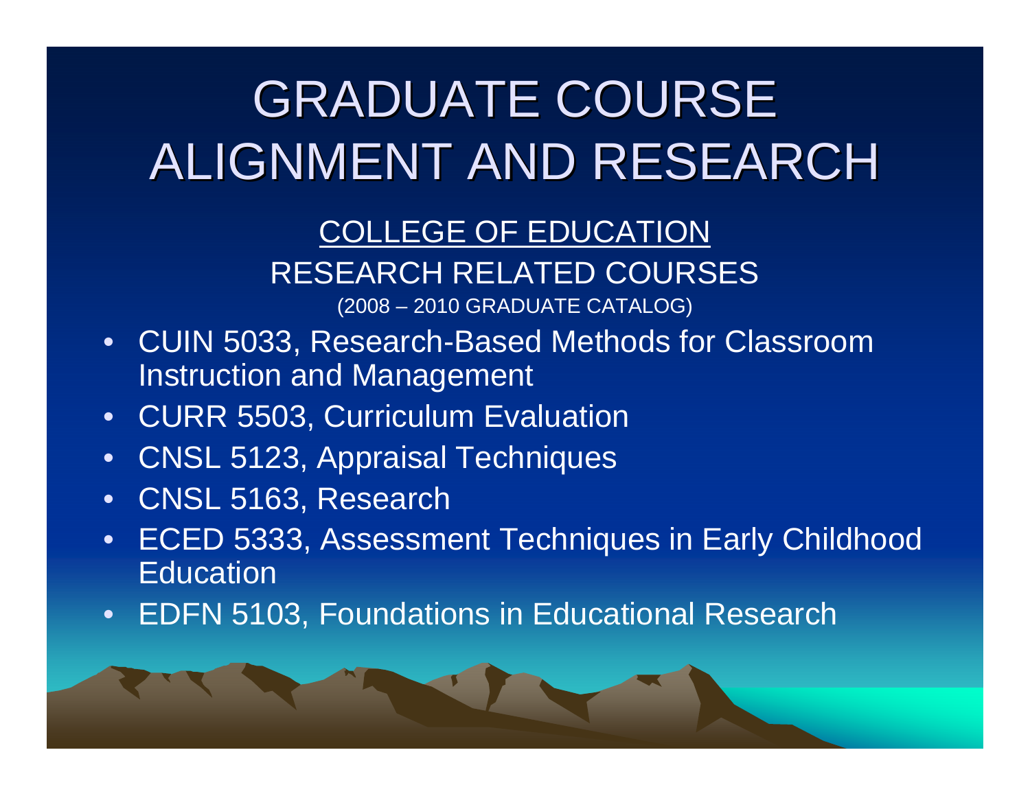# GRADUATE COURSE ALIGNMENT AND RESEARCH

## COLLEGE OF EDUCATION

RESEARCH RELATED COURSES

(2008 – 2010 GRADUATE CATALOG)

- CUIN 5033, Research-Based Methods for Classroom Instruction and Management
- CURR 5503, Curriculum Evaluation
- CNSL 5123, Appraisal Techniques
- CNSL 5163, Research
- ECED 5333, Assessment Techniques in Early Childhood Education
- EDFN 5103, Foundations in Educational Research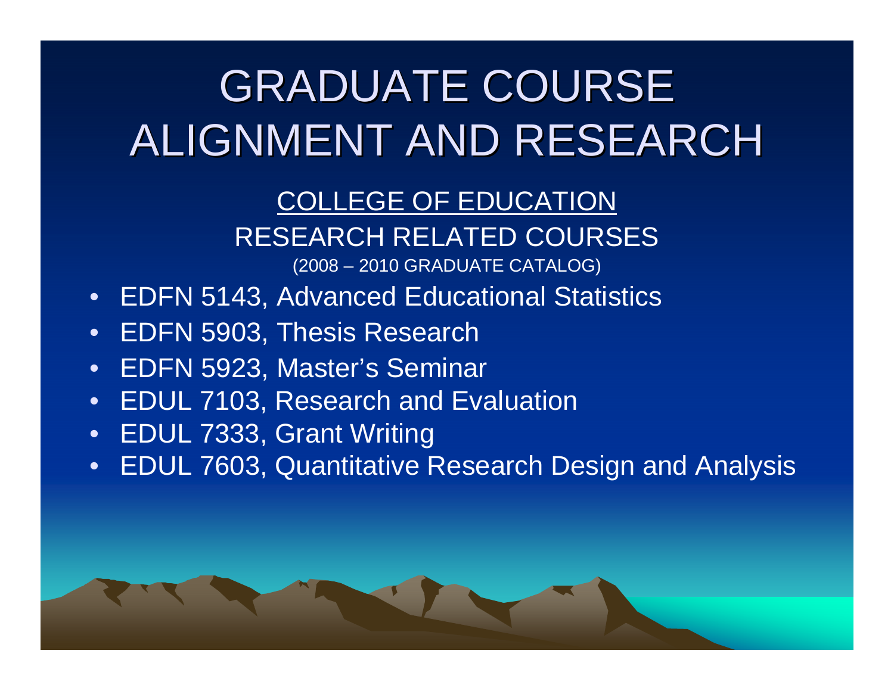# GRADUATE COURSE ALIGNMENT AND RESEARCH

## COLLEGE OF EDUCATION

RESEARCH RELATED COURSES

(2008 – 2010 GRADUATE CATALOG)

- EDFN 5143, Advanced Educational Statistics
- EDFN 5903, Thesis Research
- EDFN 5923, Master's Seminar
- EDUL 7103, Research and Evaluation
- EDUL 7333, Grant Writing
- EDUL 7603, Quantitative Research Design and Analysis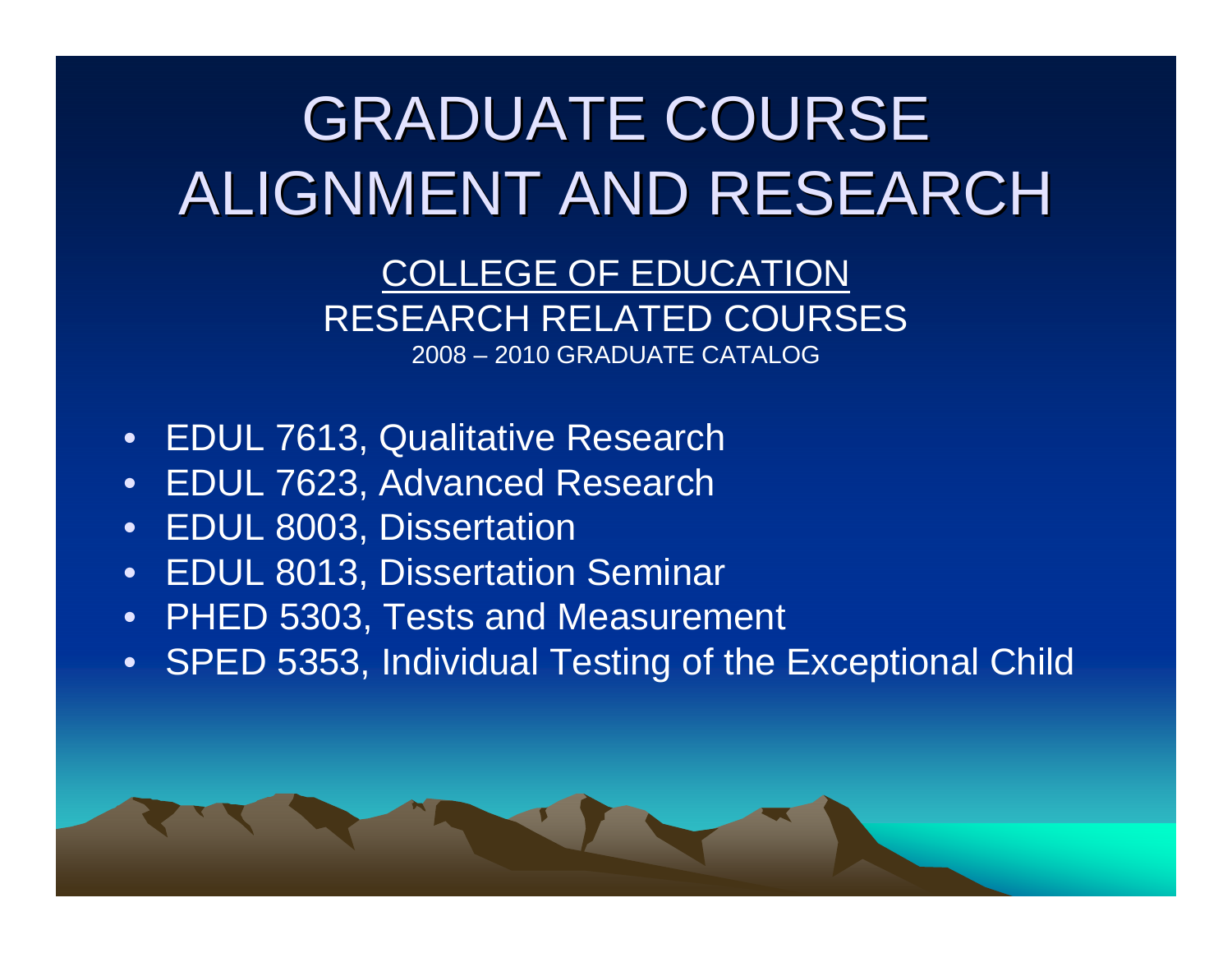# GRADUATE COURSE ALIGNMENT AND RESEARCH

COLLEGE OF EDUCATION
RESEARCH RELATED COURSES
2008 – 2010 GRADUATE CATALOG

- EDUL 7613, Qualitative Research
- EDUL 7623, Advanced Research
- EDUL 8003, Dissertation
- EDUL 8013, Dissertation Seminar
- PHED 5303, Tests and Measurement
- SPED 5353, Individual Testing of the Exceptional Child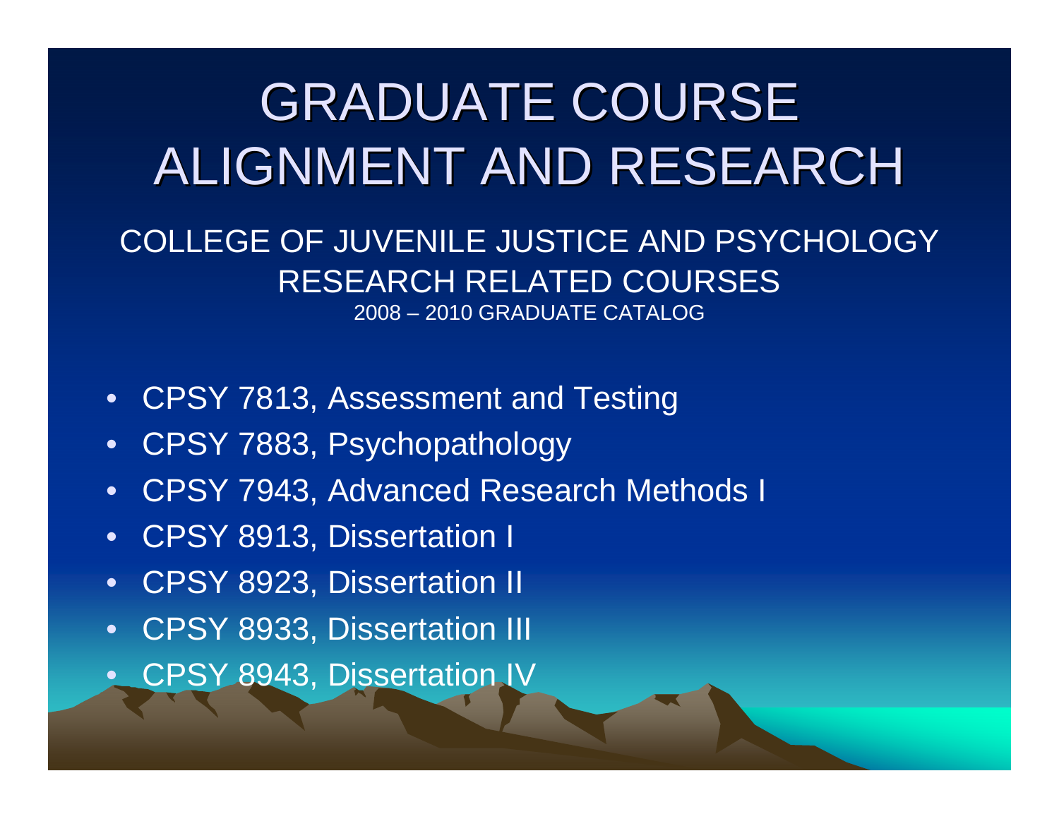# GRADUATE COURSE ALIGNMENT AND RESEARCH

COLLEGE OF JUVENILE JUSTICE AND PSYCHOLOGY
RESEARCH RELATED COURSES
2008 – 2010 GRADUATE CATALOG

- CPSY 7813, Assessment and Testing
- CPSY 7883, Psychopathology
- CPSY 7943, Advanced Research Methods I
- CPSY 8913, Dissertation I
- CPSY 8923, Dissertation II
- CPSY 8933, Dissertation III
- CPSY 8943, Dissertation IV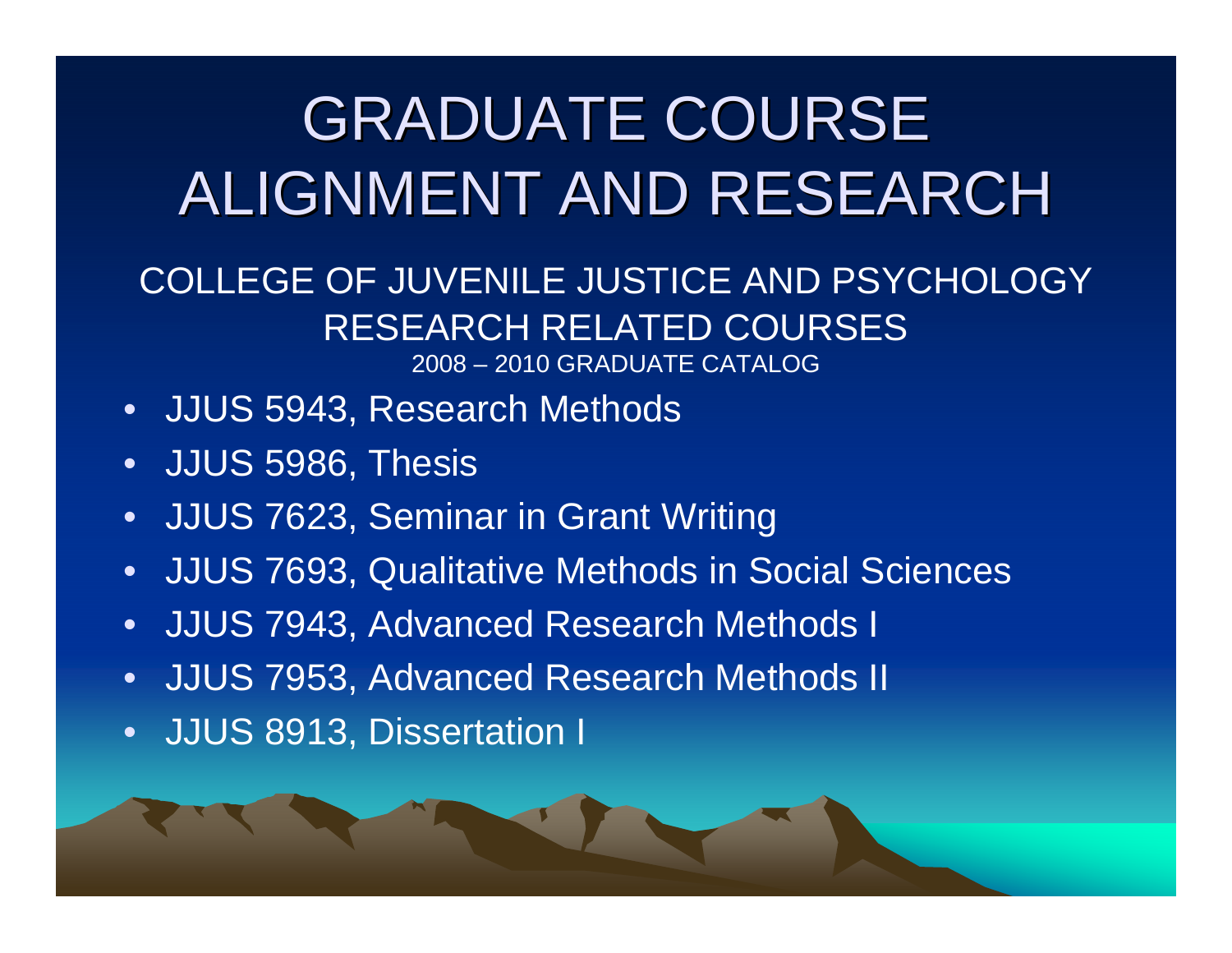# GRADUATE COURSE ALIGNMENT AND RESEARCH

COLLEGE OF JUVENILE JUSTICE AND PSYCHOLOGY
RESEARCH RELATED COURSES
2008 – 2010 GRADUATE CATALOG

- JJUS 5943, Research Methods
- JJUS 5986, Thesis
- JJUS 7623, Seminar in Grant Writing
- JJUS 7693, Qualitative Methods in Social Sciences
- JJUS 7943, Advanced Research Methods I
- JJUS 7953, Advanced Research Methods II
- JJUS 8913, Dissertation I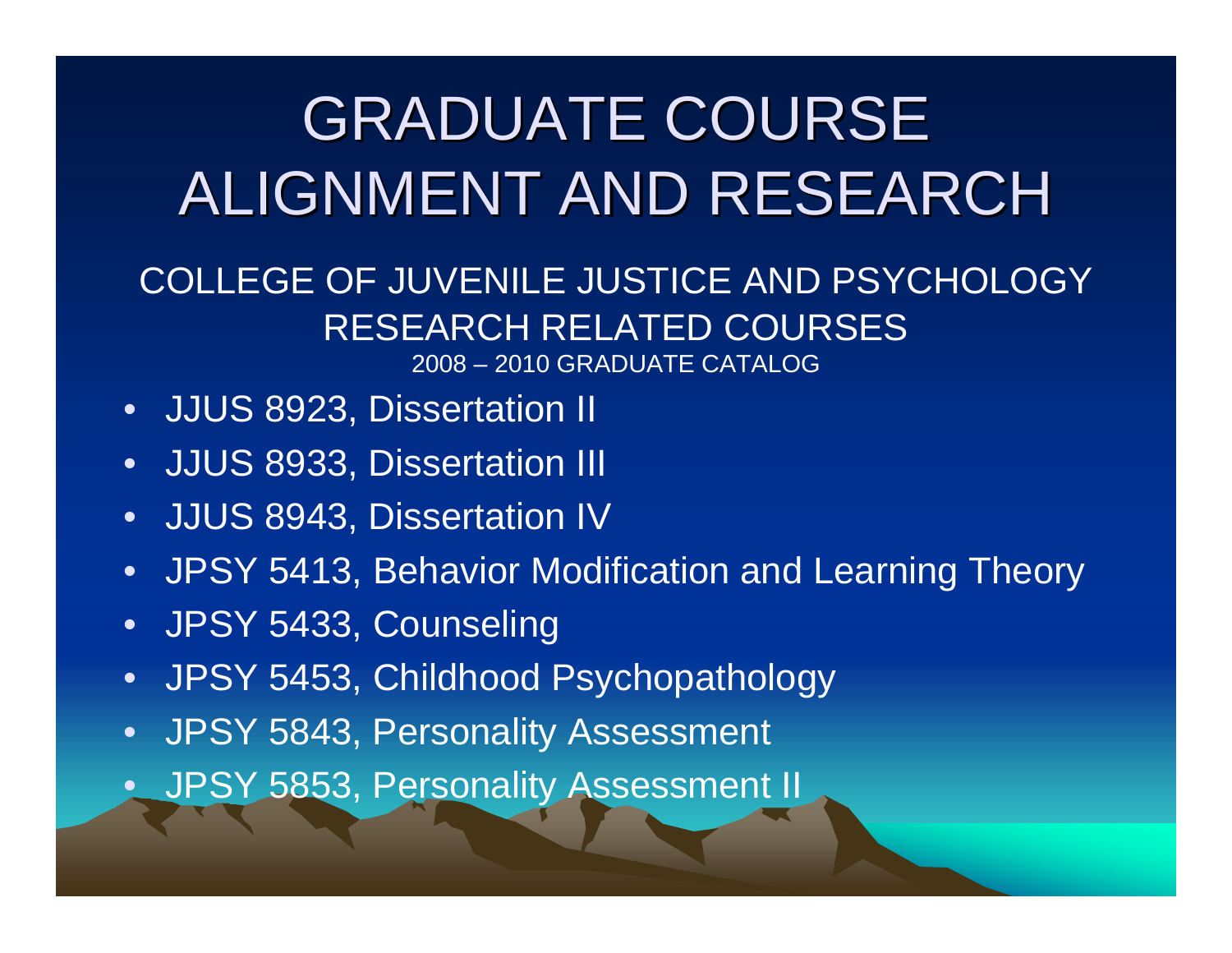# GRADUATE COURSE ALIGNMENT AND RESEARCH

## COLLEGE OF JUVENILE JUSTICE AND PSYCHOLOGY RESEARCH RELATED COURSES

2008 – 2010 GRADUATE CATALOG

- JJUS 8923, Dissertation II
- JJUS 8933, Dissertation III
- JJUS 8943, Dissertation IV
- JPSY 5413, Behavior Modification and Learning Theory
- JPSY 5433, Counseling
- JPSY 5453, Childhood Psychopathology
- JPSY 5843, Personality Assessment
- JPSY 5853, Personality Assessment II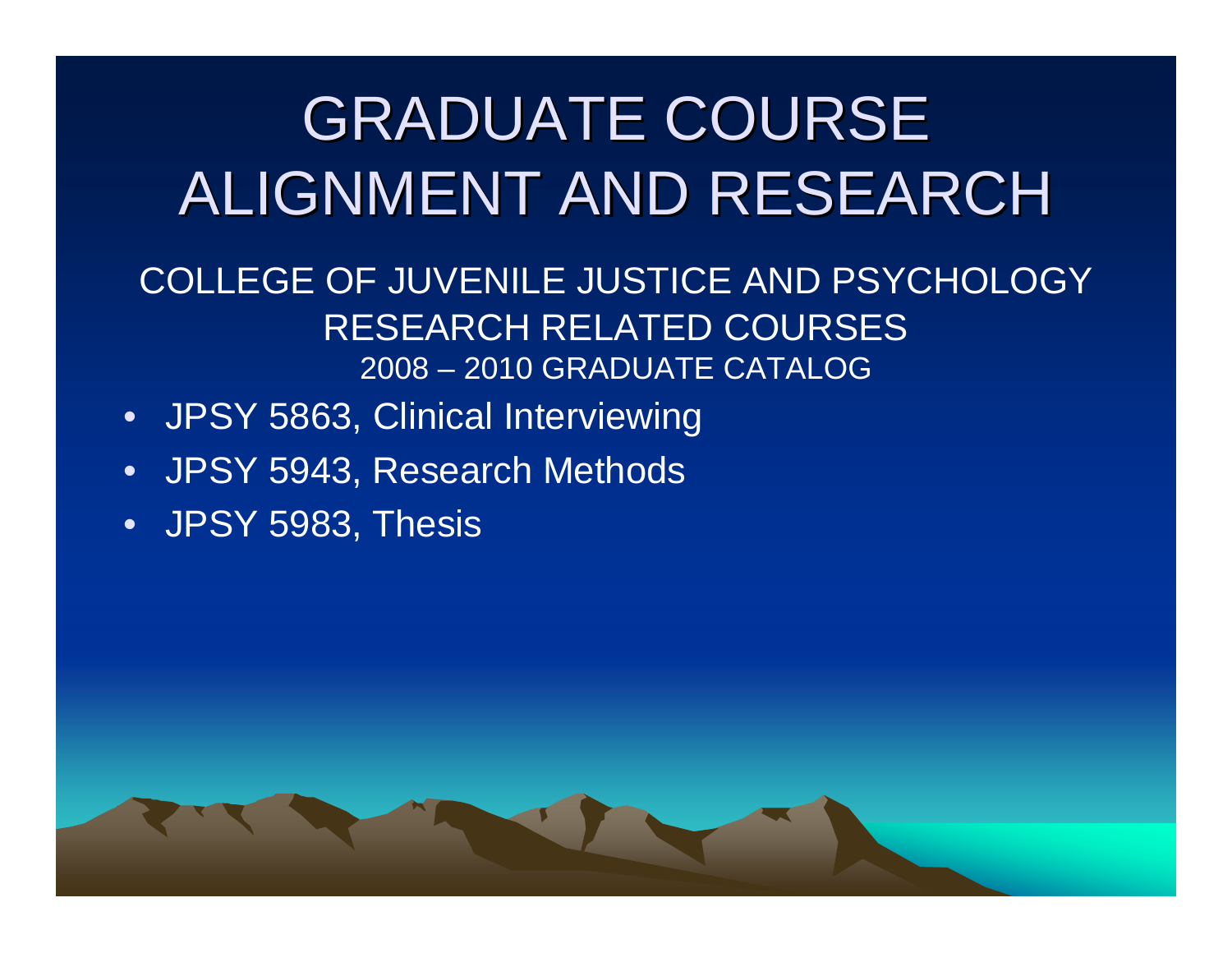# GRADUATE COURSE ALIGNMENT AND RESEARCH

COLLEGE OF JUVENILE JUSTICE AND PSYCHOLOGY
RESEARCH RELATED COURSES
2008 – 2010 GRADUATE CATALOG

- JPSY 5863, Clinical Interviewing
- JPSY 5943, Research Methods
- JPSY 5983, Thesis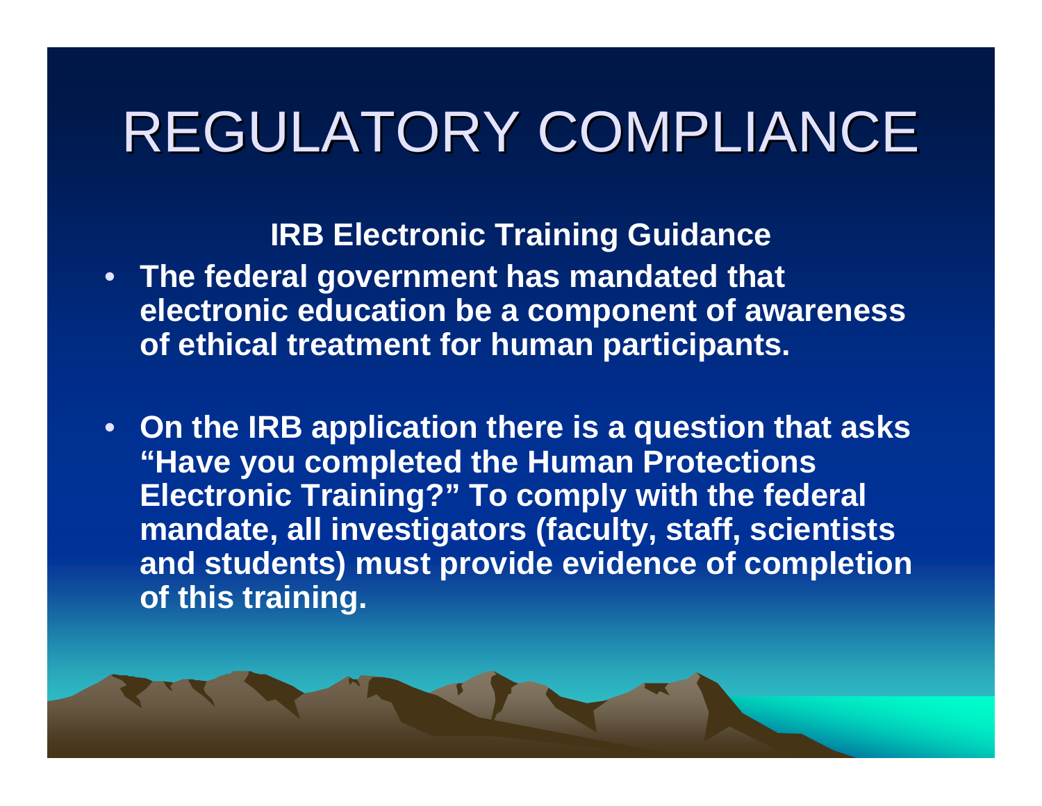# REGULATORY COMPLIANCE

**IRB Electronic Training Guidance**

- **The federal government has mandated that electronic education be a component of awareness of ethical treatment for human participants.**
- **On the IRB application there is a question that asks "Have you completed the Human Protections Electronic Training?" To comply with the federal mandate, all investigators (faculty, staff, scientists and students) must provide evidence of completion of this training.**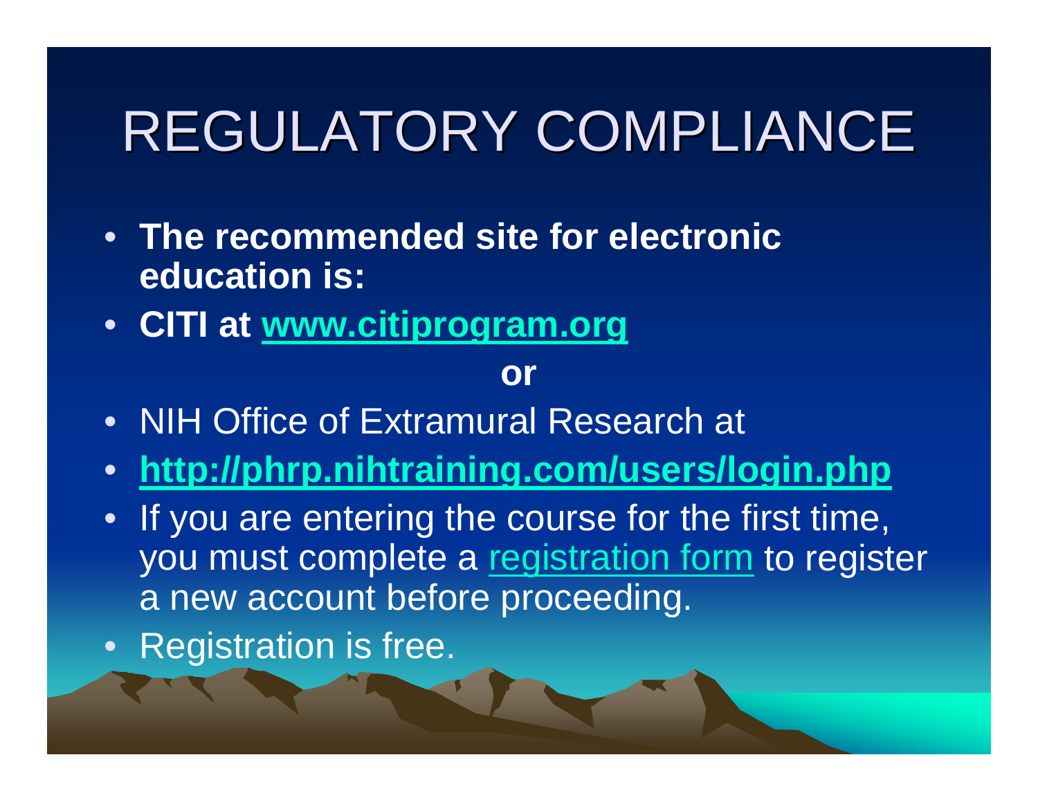# REGULATORY COMPLIANCE

- **The recommended site for electronic education is:**
- **CITI at www.citiprogram.org**

**or**

- NIH Office of Extramural Research at
- **http://phrp.nihtraining.com/users/login.php**
- If you are entering the course for the first time, you must complete a registration form to register a new account before proceeding.
- Registration is free.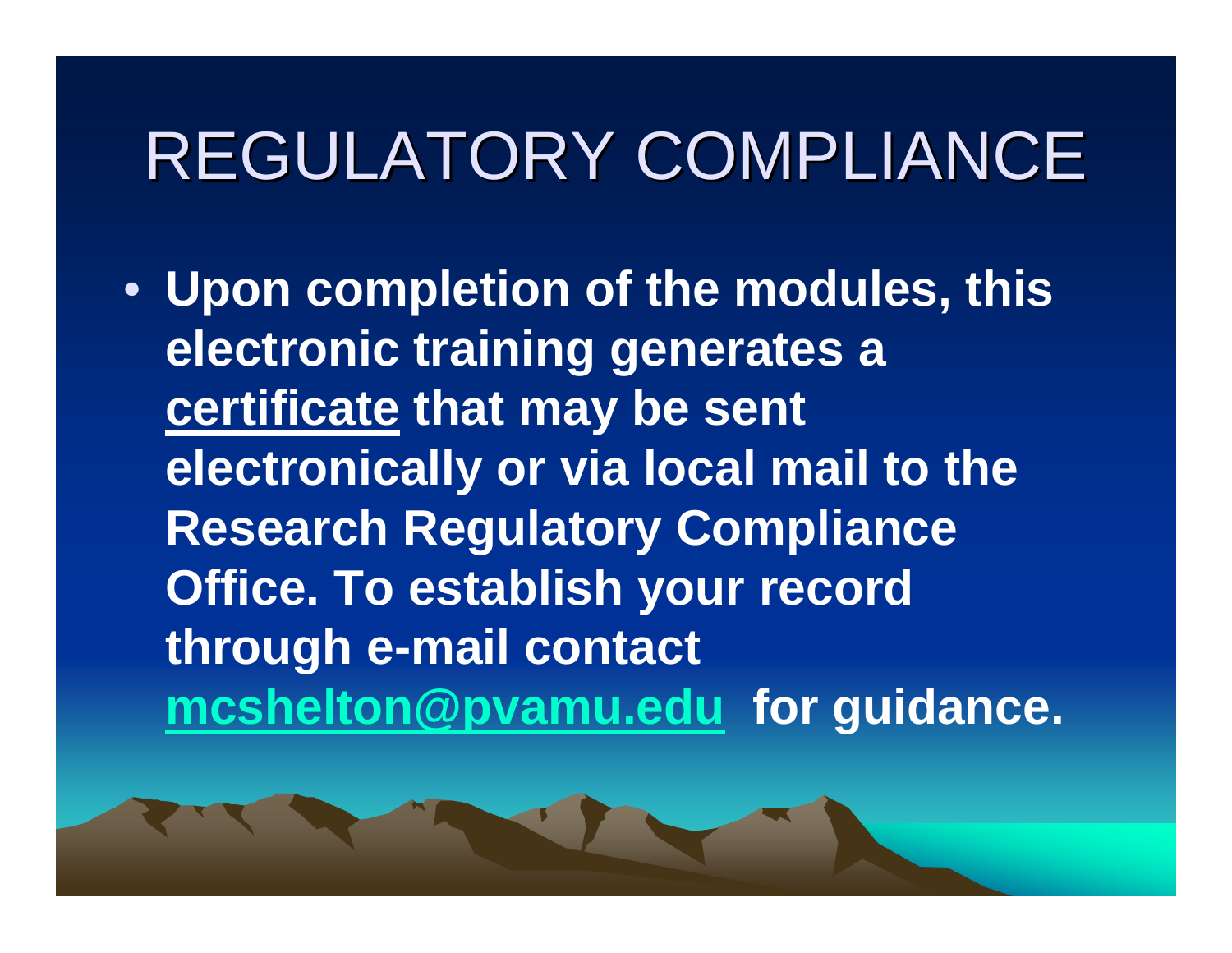# REGULATORY COMPLIANCE

- **Upon completion of the modules, this electronic training generates a certificate that may be sent electronically or via local mail to the Research Regulatory Compliance Office. To establish your record through e-mail contact mcshelton@pvamu.edu for guidance.**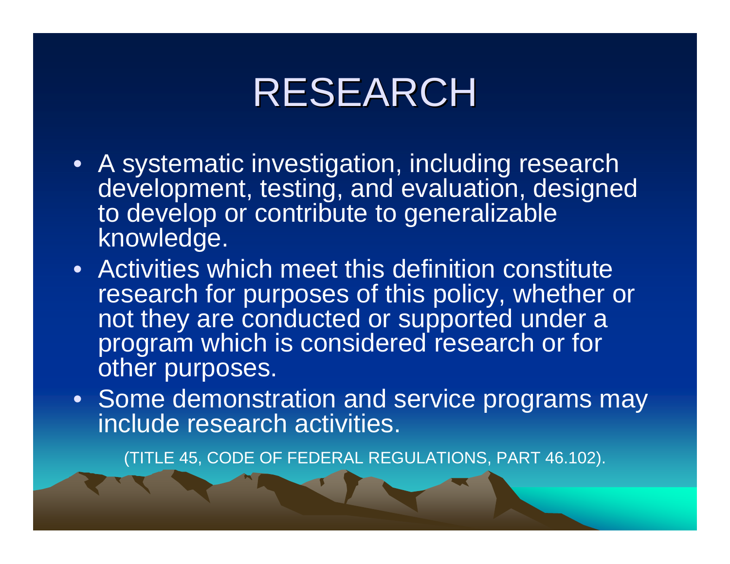# RESEARCH

- A systematic investigation, including research development, testing, and evaluation, designed to develop or contribute to generalizable knowledge.
- Activities which meet this definition constitute research for purposes of this policy, whether or not they are conducted or supported under a program which is considered research or for other purposes.
- Some demonstration and service programs may include research activities.

(TITLE 45, CODE OF FEDERAL REGULATIONS, PART 46.102).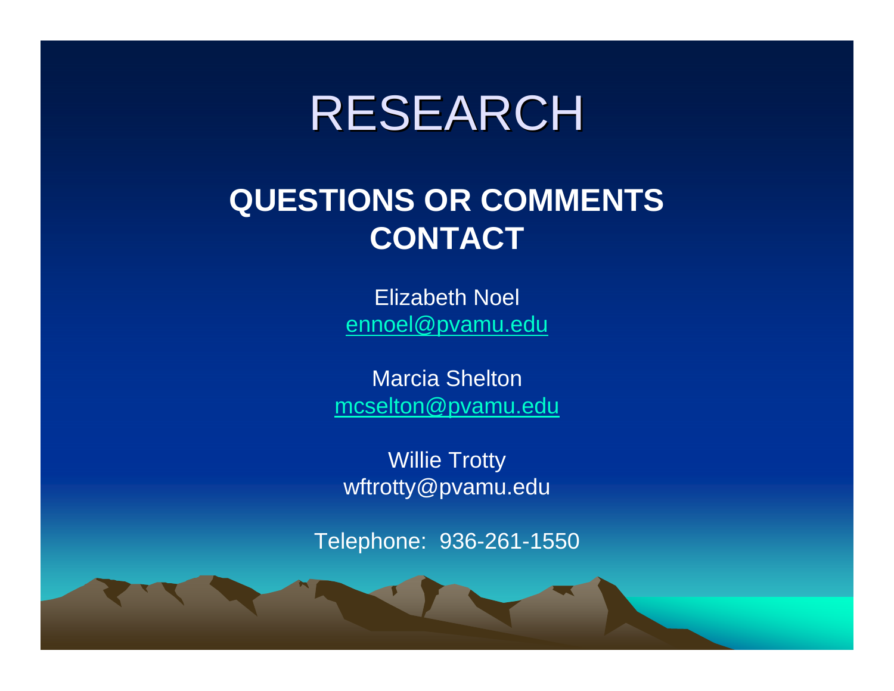# RESEARCH

## QUESTIONS OR COMMENTS CONTACT

Elizabeth Noel
ennoel@pvamu.edu

Marcia Shelton
mcselton@pvamu.edu

Willie Trotty
wftrotty@pvamu.edu

Telephone: 936-261-1550